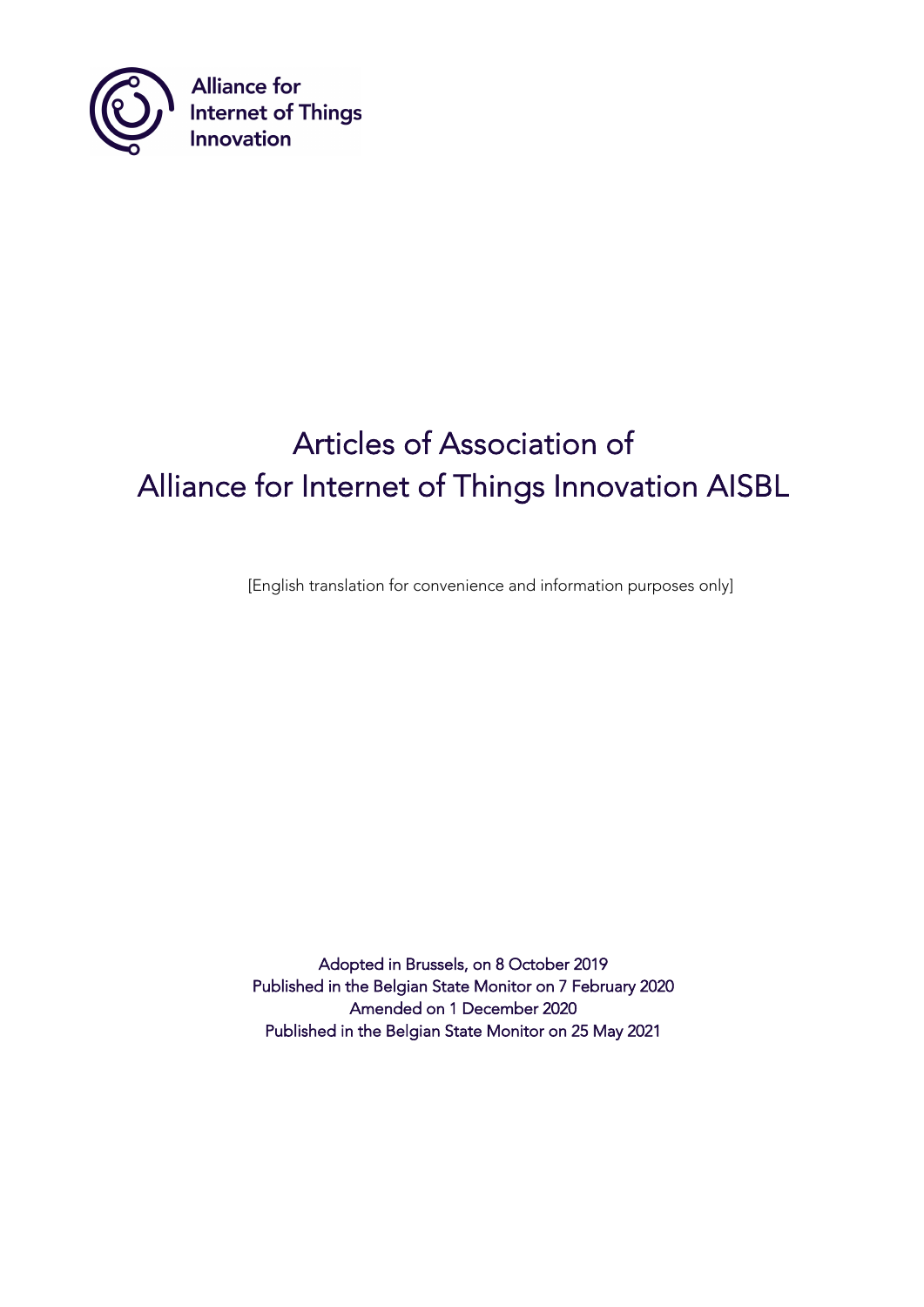Alliance for
Internet of Things
Innovation

# Articles of Association of Alliance for Internet of Things Innovation AISBL

[English translation for convenience and information purposes only]

Adopted in Brussels, on 8 October 2019
Published in the Belgian State Monitor on 7 February 2020
Amended on 1 December 2020
Published in the Belgian State Monitor on 25 May 2021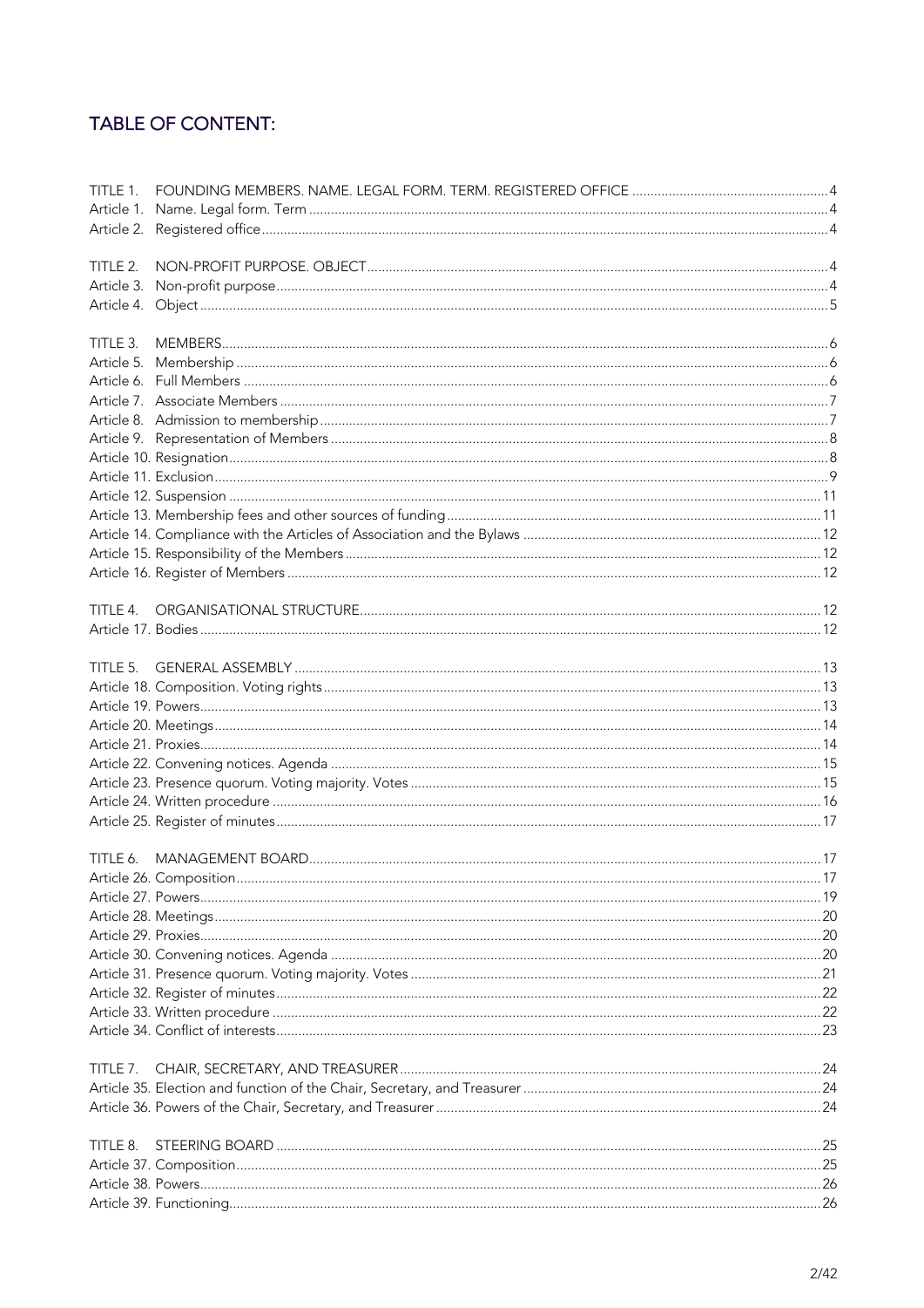## TABLE OF CONTENT:

TITLE 1. FOUNDING MEMBERS. NAME. LEGAL FORM. TERM. REGISTERED OFFICE ..... 4
Article 1. Name. Legal form. Term ..... 4
Article 2. Registered office ..... 4

TITLE 2. NON-PROFIT PURPOSE. OBJECT ..... 4
Article 3. Non-profit purpose ..... 4
Article 4. Object ..... 5

TITLE 3. MEMBERS ..... 6
Article 5. Membership ..... 6
Article 6. Full Members ..... 6
Article 7. Associate Members ..... 7
Article 8. Admission to membership ..... 7
Article 9. Representation of Members ..... 8
Article 10. Resignation ..... 8
Article 11. Exclusion ..... 9
Article 12. Suspension ..... 11
Article 13. Membership fees and other sources of funding ..... 11
Article 14. Compliance with the Articles of Association and the Bylaws ..... 12
Article 15. Responsibility of the Members ..... 12
Article 16. Register of Members ..... 12

TITLE 4. ORGANISATIONAL STRUCTURE ..... 12
Article 17. Bodies ..... 12

TITLE 5. GENERAL ASSEMBLY ..... 13
Article 18. Composition. Voting rights ..... 13
Article 19. Powers ..... 13
Article 20. Meetings ..... 14
Article 21. Proxies ..... 14
Article 22. Convening notices. Agenda ..... 15
Article 23. Presence quorum. Voting majority. Votes ..... 15
Article 24. Written procedure ..... 16
Article 25. Register of minutes ..... 17

TITLE 6. MANAGEMENT BOARD ..... 17
Article 26. Composition ..... 17
Article 27. Powers ..... 19
Article 28. Meetings ..... 20
Article 29. Proxies ..... 20
Article 30. Convening notices. Agenda ..... 20
Article 31. Presence quorum. Voting majority. Votes ..... 21
Article 32. Register of minutes ..... 22
Article 33. Written procedure ..... 22
Article 34. Conflict of interests ..... 23

TITLE 7. CHAIR, SECRETARY, AND TREASURER ..... 24
Article 35. Election and function of the Chair, Secretary, and Treasurer ..... 24
Article 36. Powers of the Chair, Secretary, and Treasurer ..... 24

TITLE 8. STEERING BOARD ..... 25
Article 37. Composition ..... 25
Article 38. Powers ..... 26
Article 39. Functioning ..... 26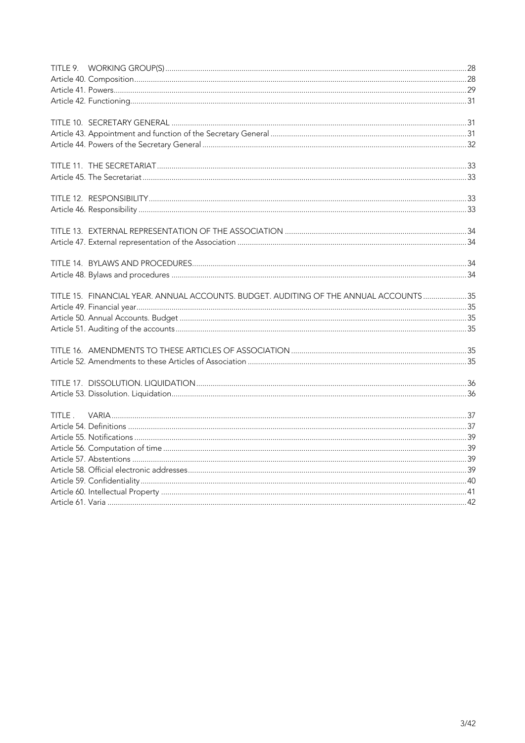TITLE 9. WORKING GROUP(S) ..... 28
Article 40. Composition ..... 28
Article 41. Powers ..... 29
Article 42. Functioning ..... 31

TITLE 10. SECRETARY GENERAL ..... 31
Article 43. Appointment and function of the Secretary General ..... 31
Article 44. Powers of the Secretary General ..... 32

TITLE 11. THE SECRETARIAT ..... 33
Article 45. The Secretariat ..... 33

TITLE 12. RESPONSIBILITY ..... 33
Article 46. Responsibility ..... 33

TITLE 13. EXTERNAL REPRESENTATION OF THE ASSOCIATION ..... 34
Article 47. External representation of the Association ..... 34

TITLE 14. BYLAWS AND PROCEDURES ..... 34
Article 48. Bylaws and procedures ..... 34

TITLE 15. FINANCIAL YEAR. ANNUAL ACCOUNTS. BUDGET. AUDITING OF THE ANNUAL ACCOUNTS ..... 35
Article 49. Financial year ..... 35
Article 50. Annual Accounts. Budget ..... 35
Article 51. Auditing of the accounts ..... 35

TITLE 16. AMENDMENTS TO THESE ARTICLES OF ASSOCIATION ..... 35
Article 52. Amendments to these Articles of Association ..... 35

TITLE 17. DISSOLUTION. LIQUIDATION ..... 36
Article 53. Dissolution. Liquidation ..... 36

TITLE . VARIA ..... 37
Article 54. Definitions ..... 37
Article 55. Notifications ..... 39
Article 56. Computation of time ..... 39
Article 57. Abstentions ..... 39
Article 58. Official electronic addresses ..... 39
Article 59. Confidentiality ..... 40
Article 60. Intellectual Property ..... 41
Article 61. Varia ..... 42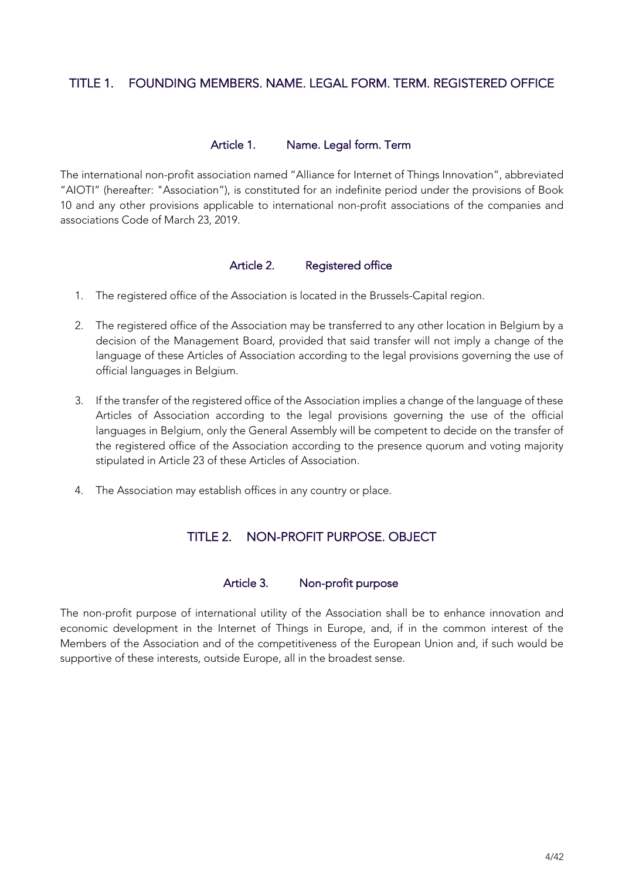## TITLE 1. FOUNDING MEMBERS. NAME. LEGAL FORM. TERM. REGISTERED OFFICE

### Article 1. Name. Legal form. Term

The international non-profit association named "Alliance for Internet of Things Innovation", abbreviated "AIOTI" (hereafter: "Association"), is constituted for an indefinite period under the provisions of Book 10 and any other provisions applicable to international non-profit associations of the companies and associations Code of March 23, 2019.

### Article 2. Registered office

1. The registered office of the Association is located in the Brussels-Capital region.
2. The registered office of the Association may be transferred to any other location in Belgium by a decision of the Management Board, provided that said transfer will not imply a change of the language of these Articles of Association according to the legal provisions governing the use of official languages in Belgium.
3. If the transfer of the registered office of the Association implies a change of the language of these Articles of Association according to the legal provisions governing the use of the official languages in Belgium, only the General Assembly will be competent to decide on the transfer of the registered office of the Association according to the presence quorum and voting majority stipulated in Article 23 of these Articles of Association.
4. The Association may establish offices in any country or place.

## TITLE 2. NON-PROFIT PURPOSE. OBJECT

### Article 3. Non-profit purpose

The non-profit purpose of international utility of the Association shall be to enhance innovation and economic development in the Internet of Things in Europe, and, if in the common interest of the Members of the Association and of the competitiveness of the European Union and, if such would be supportive of these interests, outside Europe, all in the broadest sense.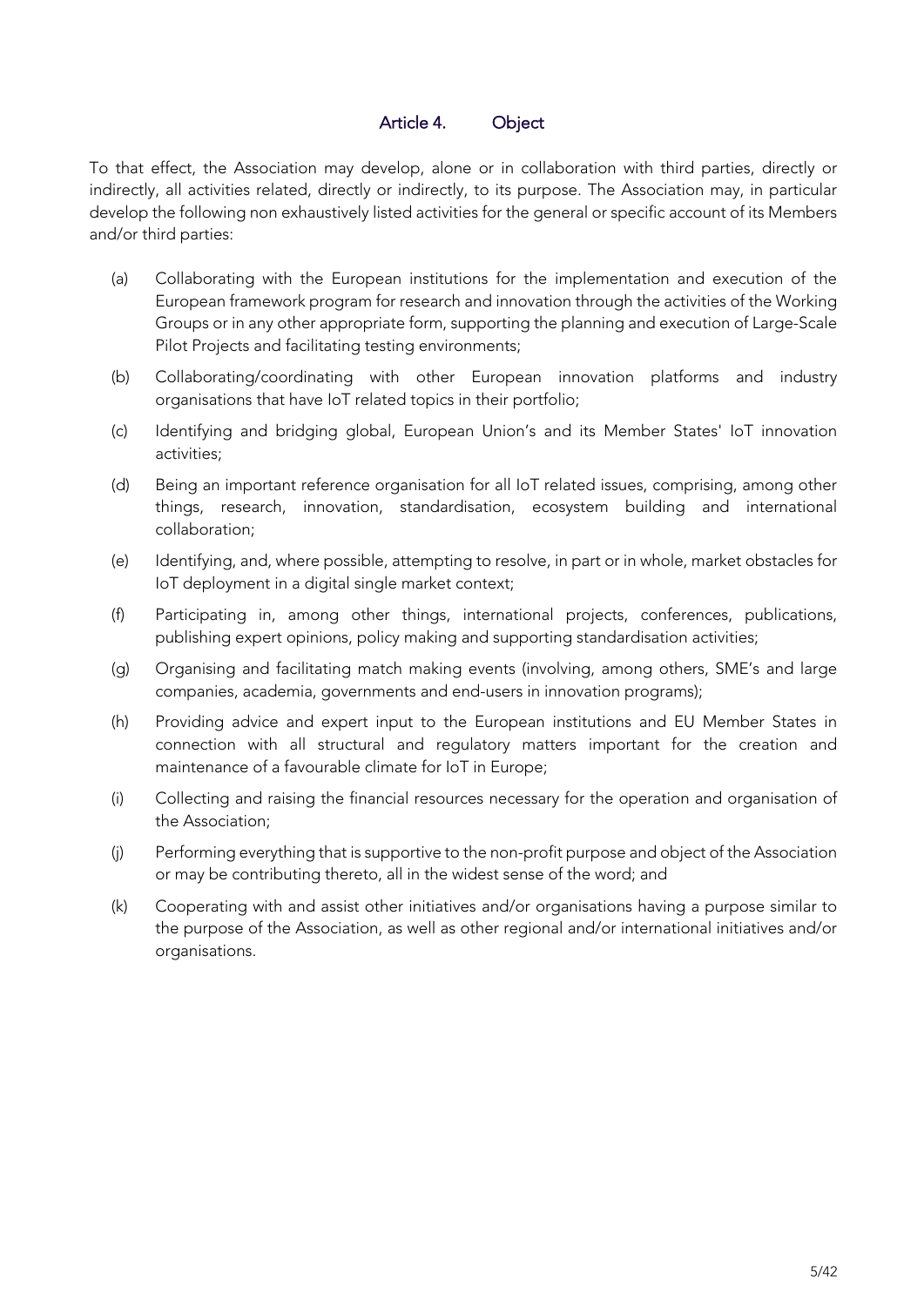## Article 4. Object

To that effect, the Association may develop, alone or in collaboration with third parties, directly or indirectly, all activities related, directly or indirectly, to its purpose. The Association may, in particular develop the following non exhaustively listed activities for the general or specific account of its Members and/or third parties:

(a) Collaborating with the European institutions for the implementation and execution of the European framework program for research and innovation through the activities of the Working Groups or in any other appropriate form, supporting the planning and execution of Large-Scale Pilot Projects and facilitating testing environments;

(b) Collaborating/coordinating with other European innovation platforms and industry organisations that have IoT related topics in their portfolio;

(c) Identifying and bridging global, European Union's and its Member States' IoT innovation activities;

(d) Being an important reference organisation for all IoT related issues, comprising, among other things, research, innovation, standardisation, ecosystem building and international collaboration;

(e) Identifying, and, where possible, attempting to resolve, in part or in whole, market obstacles for IoT deployment in a digital single market context;

(f) Participating in, among other things, international projects, conferences, publications, publishing expert opinions, policy making and supporting standardisation activities;

(g) Organising and facilitating match making events (involving, among others, SME's and large companies, academia, governments and end-users in innovation programs);

(h) Providing advice and expert input to the European institutions and EU Member States in connection with all structural and regulatory matters important for the creation and maintenance of a favourable climate for IoT in Europe;

(i) Collecting and raising the financial resources necessary for the operation and organisation of the Association;

(j) Performing everything that is supportive to the non-profit purpose and object of the Association or may be contributing thereto, all in the widest sense of the word; and

(k) Cooperating with and assist other initiatives and/or organisations having a purpose similar to the purpose of the Association, as well as other regional and/or international initiatives and/or organisations.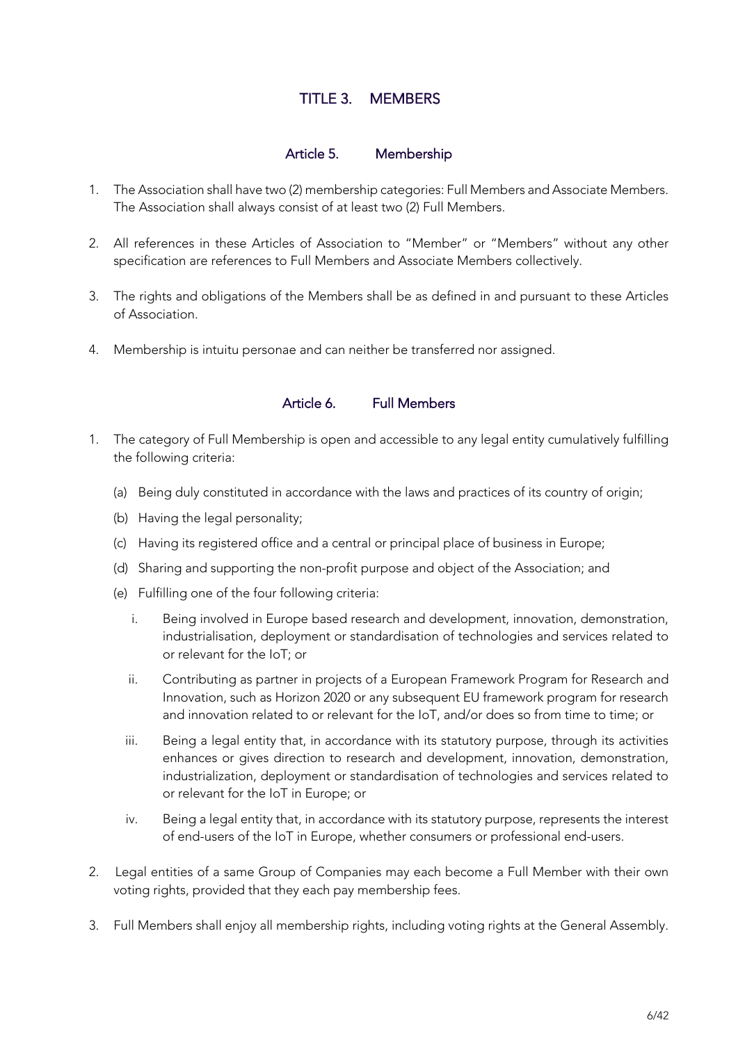# TITLE 3. MEMBERS

## Article 5. Membership

1. The Association shall have two (2) membership categories: Full Members and Associate Members. The Association shall always consist of at least two (2) Full Members.

2. All references in these Articles of Association to "Member" or "Members" without any other specification are references to Full Members and Associate Members collectively.

3. The rights and obligations of the Members shall be as defined in and pursuant to these Articles of Association.

4. Membership is intuitu personae and can neither be transferred nor assigned.

## Article 6. Full Members

1. The category of Full Membership is open and accessible to any legal entity cumulatively fulfilling the following criteria:

   (a) Being duly constituted in accordance with the laws and practices of its country of origin;

   (b) Having the legal personality;

   (c) Having its registered office and a central or principal place of business in Europe;

   (d) Sharing and supporting the non-profit purpose and object of the Association; and

   (e) Fulfilling one of the four following criteria:

      i. Being involved in Europe based research and development, innovation, demonstration, industrialisation, deployment or standardisation of technologies and services related to or relevant for the IoT; or

      ii. Contributing as partner in projects of a European Framework Program for Research and Innovation, such as Horizon 2020 or any subsequent EU framework program for research and innovation related to or relevant for the IoT, and/or does so from time to time; or

      iii. Being a legal entity that, in accordance with its statutory purpose, through its activities enhances or gives direction to research and development, innovation, demonstration, industrialization, deployment or standardisation of technologies and services related to or relevant for the IoT in Europe; or

      iv. Being a legal entity that, in accordance with its statutory purpose, represents the interest of end-users of the IoT in Europe, whether consumers or professional end-users.

2. Legal entities of a same Group of Companies may each become a Full Member with their own voting rights, provided that they each pay membership fees.

3. Full Members shall enjoy all membership rights, including voting rights at the General Assembly.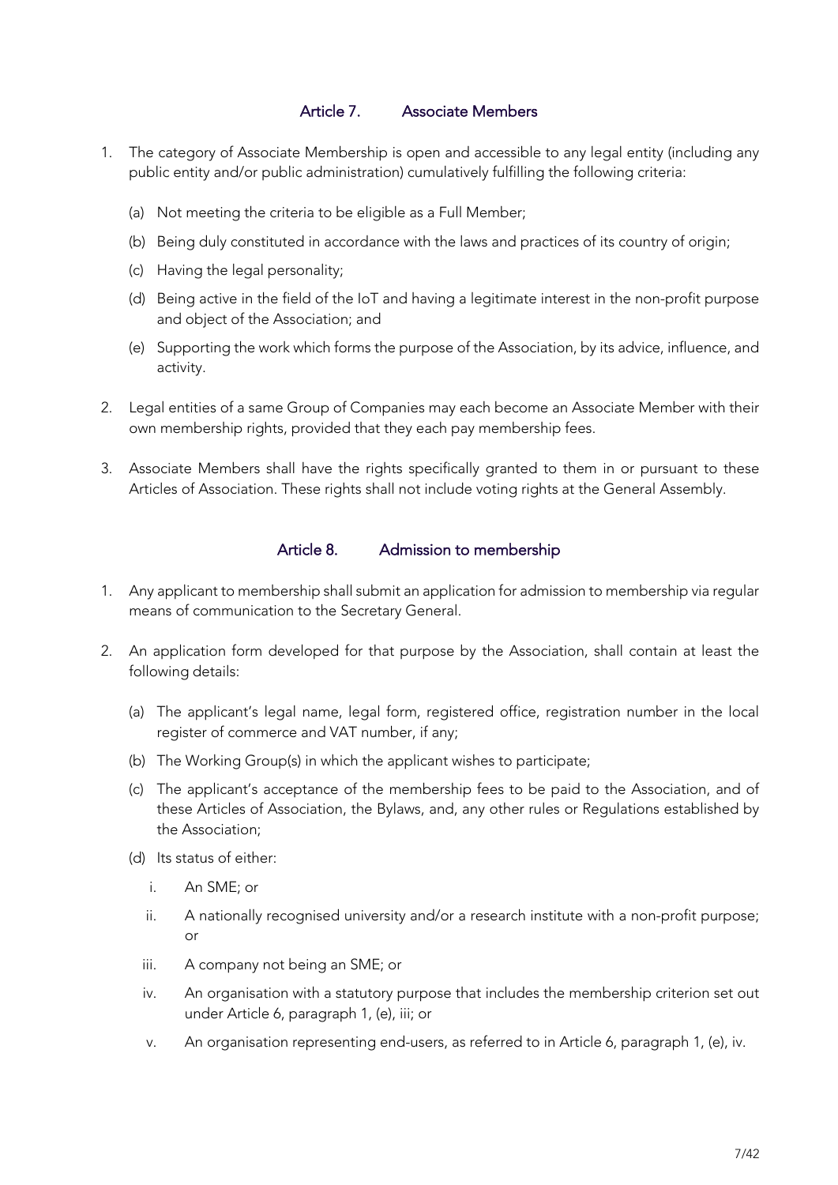## Article 7. Associate Members

1. The category of Associate Membership is open and accessible to any legal entity (including any public entity and/or public administration) cumulatively fulfilling the following criteria:

   (a) Not meeting the criteria to be eligible as a Full Member;

   (b) Being duly constituted in accordance with the laws and practices of its country of origin;

   (c) Having the legal personality;

   (d) Being active in the field of the IoT and having a legitimate interest in the non-profit purpose and object of the Association; and

   (e) Supporting the work which forms the purpose of the Association, by its advice, influence, and activity.

2. Legal entities of a same Group of Companies may each become an Associate Member with their own membership rights, provided that they each pay membership fees.

3. Associate Members shall have the rights specifically granted to them in or pursuant to these Articles of Association. These rights shall not include voting rights at the General Assembly.

## Article 8. Admission to membership

1. Any applicant to membership shall submit an application for admission to membership via regular means of communication to the Secretary General.

2. An application form developed for that purpose by the Association, shall contain at least the following details:

   (a) The applicant's legal name, legal form, registered office, registration number in the local register of commerce and VAT number, if any;

   (b) The Working Group(s) in which the applicant wishes to participate;

   (c) The applicant's acceptance of the membership fees to be paid to the Association, and of these Articles of Association, the Bylaws, and, any other rules or Regulations established by the Association;

   (d) Its status of either:

      i. An SME; or

      ii. A nationally recognised university and/or a research institute with a non-profit purpose; or

      iii. A company not being an SME; or

      iv. An organisation with a statutory purpose that includes the membership criterion set out under Article 6, paragraph 1, (e), iii; or

      v. An organisation representing end-users, as referred to in Article 6, paragraph 1, (e), iv.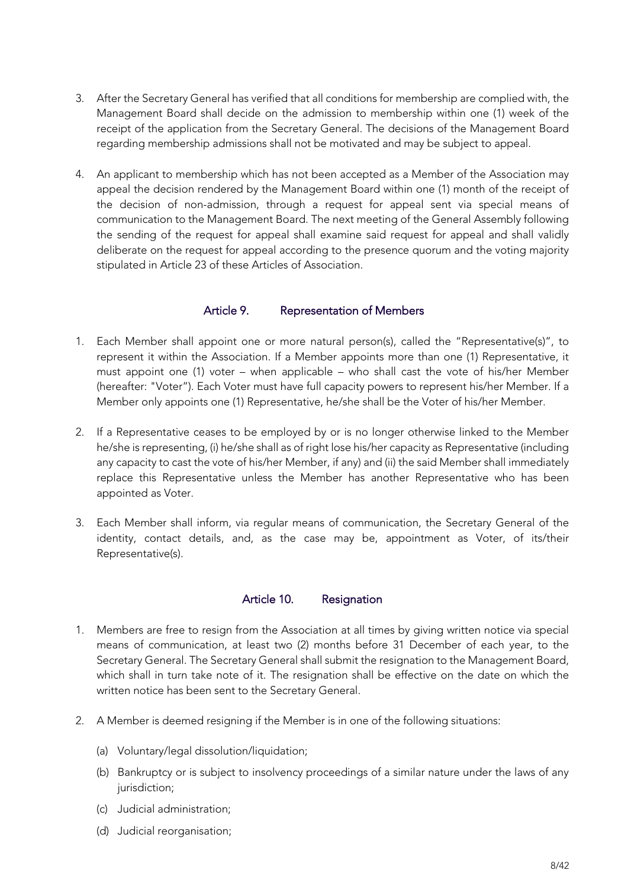3. After the Secretary General has verified that all conditions for membership are complied with, the Management Board shall decide on the admission to membership within one (1) week of the receipt of the application from the Secretary General. The decisions of the Management Board regarding membership admissions shall not be motivated and may be subject to appeal.

4. An applicant to membership which has not been accepted as a Member of the Association may appeal the decision rendered by the Management Board within one (1) month of the receipt of the decision of non-admission, through a request for appeal sent via special means of communication to the Management Board. The next meeting of the General Assembly following the sending of the request for appeal shall examine said request for appeal and shall validly deliberate on the request for appeal according to the presence quorum and the voting majority stipulated in Article 23 of these Articles of Association.

## Article 9. Representation of Members

1. Each Member shall appoint one or more natural person(s), called the "Representative(s)", to represent it within the Association. If a Member appoints more than one (1) Representative, it must appoint one (1) voter – when applicable – who shall cast the vote of his/her Member (hereafter: "Voter"). Each Voter must have full capacity powers to represent his/her Member. If a Member only appoints one (1) Representative, he/she shall be the Voter of his/her Member.

2. If a Representative ceases to be employed by or is no longer otherwise linked to the Member he/she is representing, (i) he/she shall as of right lose his/her capacity as Representative (including any capacity to cast the vote of his/her Member, if any) and (ii) the said Member shall immediately replace this Representative unless the Member has another Representative who has been appointed as Voter.

3. Each Member shall inform, via regular means of communication, the Secretary General of the identity, contact details, and, as the case may be, appointment as Voter, of its/their Representative(s).

## Article 10. Resignation

1. Members are free to resign from the Association at all times by giving written notice via special means of communication, at least two (2) months before 31 December of each year, to the Secretary General. The Secretary General shall submit the resignation to the Management Board, which shall in turn take note of it. The resignation shall be effective on the date on which the written notice has been sent to the Secretary General.

2. A Member is deemed resigning if the Member is in one of the following situations:

   (a) Voluntary/legal dissolution/liquidation;

   (b) Bankruptcy or is subject to insolvency proceedings of a similar nature under the laws of any jurisdiction;

   (c) Judicial administration;

   (d) Judicial reorganisation;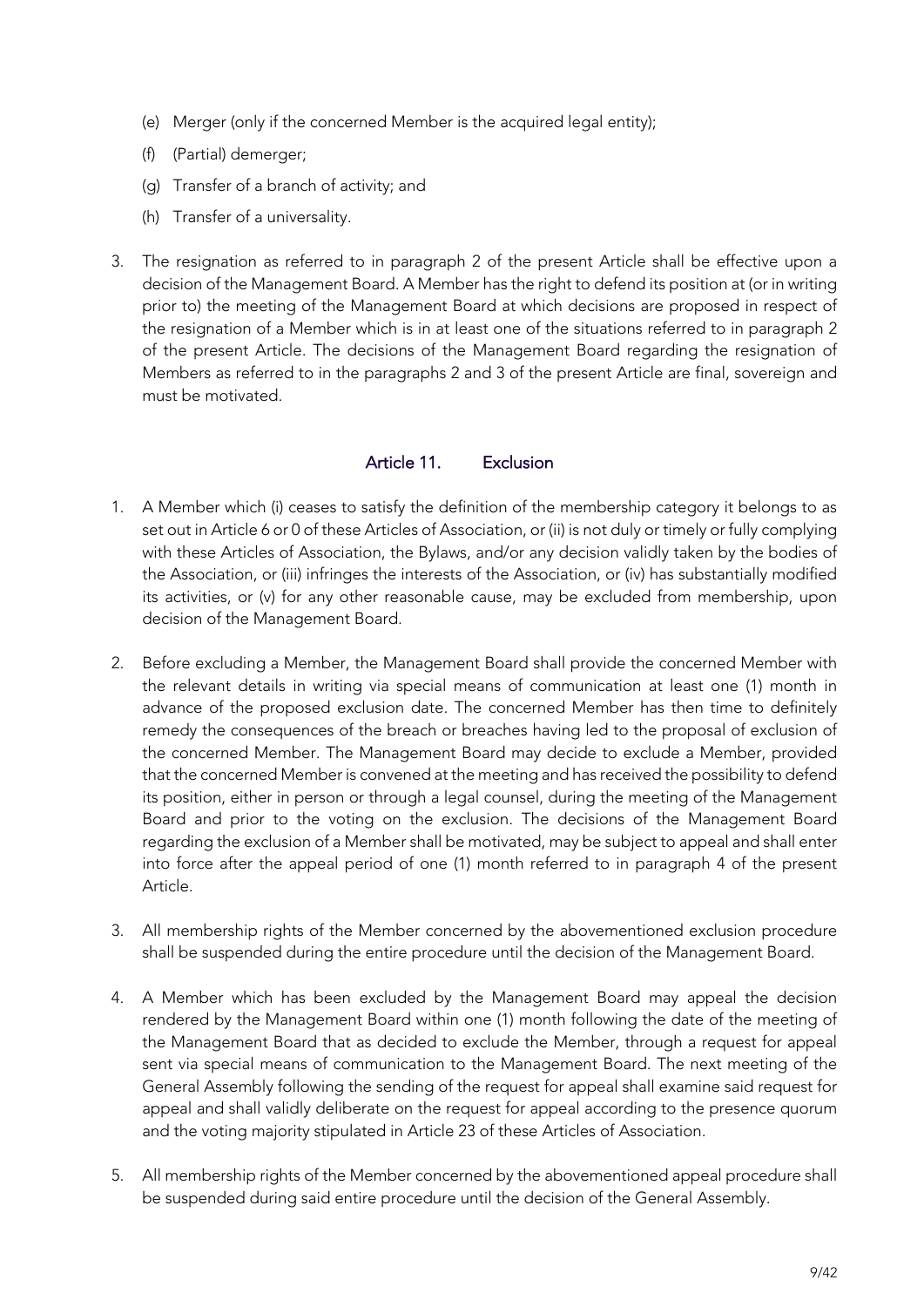(e) Merger (only if the concerned Member is the acquired legal entity);

(f) (Partial) demerger;

(g) Transfer of a branch of activity; and

(h) Transfer of a universality.

3. The resignation as referred to in paragraph 2 of the present Article shall be effective upon a decision of the Management Board. A Member has the right to defend its position at (or in writing prior to) the meeting of the Management Board at which decisions are proposed in respect of the resignation of a Member which is in at least one of the situations referred to in paragraph 2 of the present Article. The decisions of the Management Board regarding the resignation of Members as referred to in the paragraphs 2 and 3 of the present Article are final, sovereign and must be motivated.

## Article 11. Exclusion

1. A Member which (i) ceases to satisfy the definition of the membership category it belongs to as set out in Article 6 or 0 of these Articles of Association, or (ii) is not duly or timely or fully complying with these Articles of Association, the Bylaws, and/or any decision validly taken by the bodies of the Association, or (iii) infringes the interests of the Association, or (iv) has substantially modified its activities, or (v) for any other reasonable cause, may be excluded from membership, upon decision of the Management Board.

2. Before excluding a Member, the Management Board shall provide the concerned Member with the relevant details in writing via special means of communication at least one (1) month in advance of the proposed exclusion date. The concerned Member has then time to definitely remedy the consequences of the breach or breaches having led to the proposal of exclusion of the concerned Member. The Management Board may decide to exclude a Member, provided that the concerned Member is convened at the meeting and has received the possibility to defend its position, either in person or through a legal counsel, during the meeting of the Management Board and prior to the voting on the exclusion. The decisions of the Management Board regarding the exclusion of a Member shall be motivated, may be subject to appeal and shall enter into force after the appeal period of one (1) month referred to in paragraph 4 of the present Article.

3. All membership rights of the Member concerned by the abovementioned exclusion procedure shall be suspended during the entire procedure until the decision of the Management Board.

4. A Member which has been excluded by the Management Board may appeal the decision rendered by the Management Board within one (1) month following the date of the meeting of the Management Board that as decided to exclude the Member, through a request for appeal sent via special means of communication to the Management Board. The next meeting of the General Assembly following the sending of the request for appeal shall examine said request for appeal and shall validly deliberate on the request for appeal according to the presence quorum and the voting majority stipulated in Article 23 of these Articles of Association.

5. All membership rights of the Member concerned by the abovementioned appeal procedure shall be suspended during said entire procedure until the decision of the General Assembly.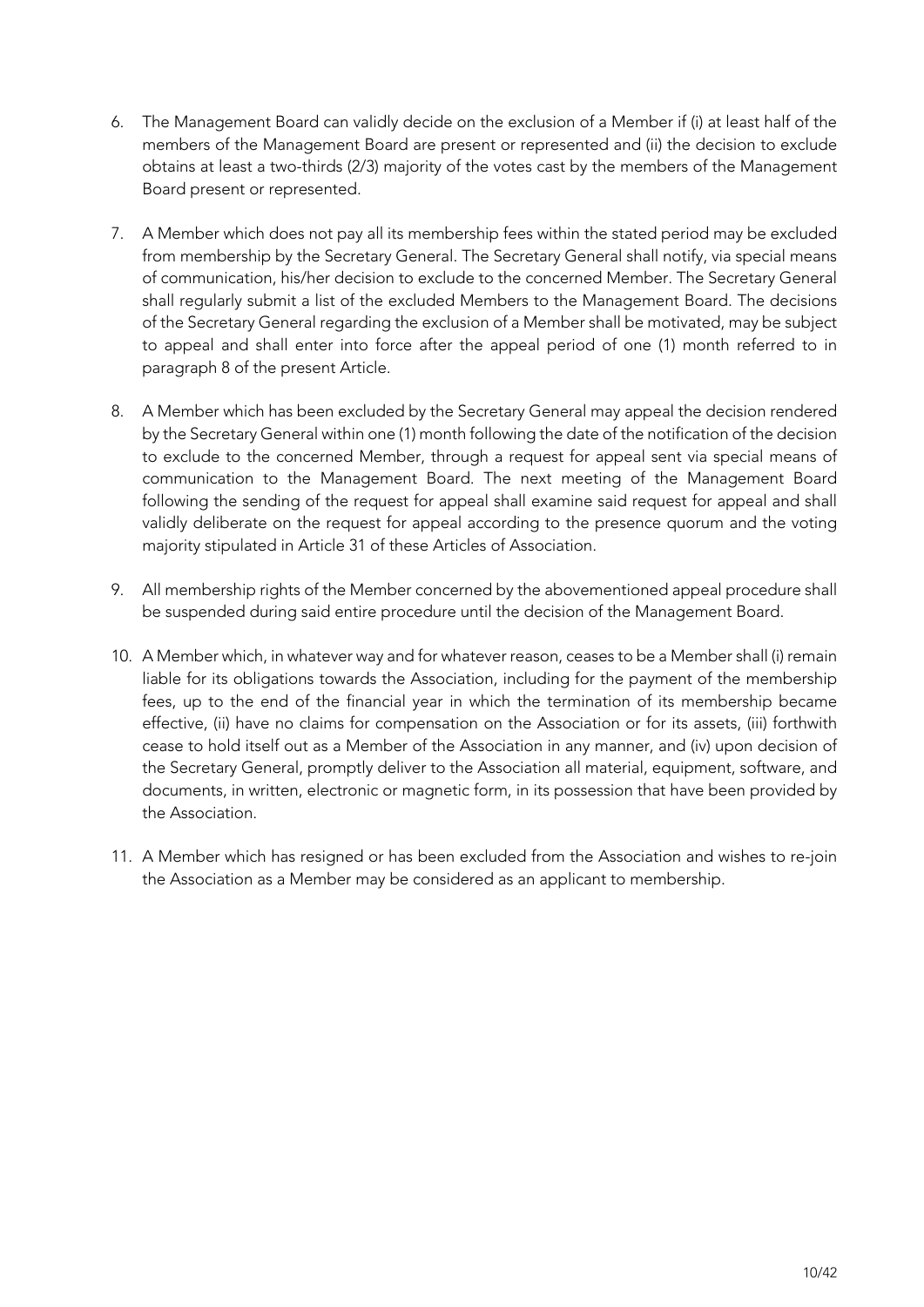6. The Management Board can validly decide on the exclusion of a Member if (i) at least half of the members of the Management Board are present or represented and (ii) the decision to exclude obtains at least a two-thirds (2/3) majority of the votes cast by the members of the Management Board present or represented.

7. A Member which does not pay all its membership fees within the stated period may be excluded from membership by the Secretary General. The Secretary General shall notify, via special means of communication, his/her decision to exclude to the concerned Member. The Secretary General shall regularly submit a list of the excluded Members to the Management Board. The decisions of the Secretary General regarding the exclusion of a Member shall be motivated, may be subject to appeal and shall enter into force after the appeal period of one (1) month referred to in paragraph 8 of the present Article.

8. A Member which has been excluded by the Secretary General may appeal the decision rendered by the Secretary General within one (1) month following the date of the notification of the decision to exclude to the concerned Member, through a request for appeal sent via special means of communication to the Management Board. The next meeting of the Management Board following the sending of the request for appeal shall examine said request for appeal and shall validly deliberate on the request for appeal according to the presence quorum and the voting majority stipulated in Article 31 of these Articles of Association.

9. All membership rights of the Member concerned by the abovementioned appeal procedure shall be suspended during said entire procedure until the decision of the Management Board.

10. A Member which, in whatever way and for whatever reason, ceases to be a Member shall (i) remain liable for its obligations towards the Association, including for the payment of the membership fees, up to the end of the financial year in which the termination of its membership became effective, (ii) have no claims for compensation on the Association or for its assets, (iii) forthwith cease to hold itself out as a Member of the Association in any manner, and (iv) upon decision of the Secretary General, promptly deliver to the Association all material, equipment, software, and documents, in written, electronic or magnetic form, in its possession that have been provided by the Association.

11. A Member which has resigned or has been excluded from the Association and wishes to re-join the Association as a Member may be considered as an applicant to membership.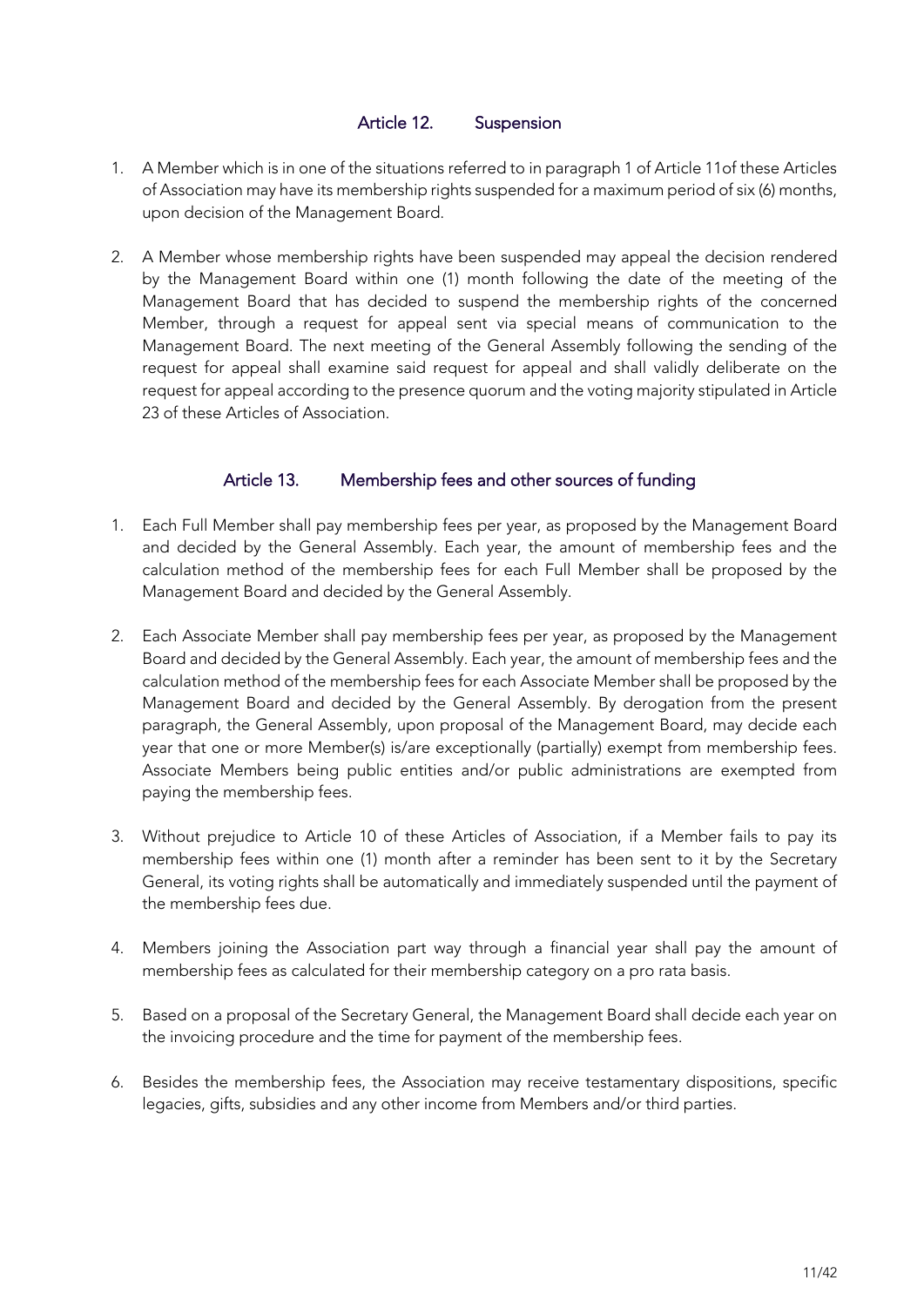## Article 12. Suspension

1. A Member which is in one of the situations referred to in paragraph 1 of Article 11of these Articles of Association may have its membership rights suspended for a maximum period of six (6) months, upon decision of the Management Board.

2. A Member whose membership rights have been suspended may appeal the decision rendered by the Management Board within one (1) month following the date of the meeting of the Management Board that has decided to suspend the membership rights of the concerned Member, through a request for appeal sent via special means of communication to the Management Board. The next meeting of the General Assembly following the sending of the request for appeal shall examine said request for appeal and shall validly deliberate on the request for appeal according to the presence quorum and the voting majority stipulated in Article 23 of these Articles of Association.

## Article 13. Membership fees and other sources of funding

1. Each Full Member shall pay membership fees per year, as proposed by the Management Board and decided by the General Assembly. Each year, the amount of membership fees and the calculation method of the membership fees for each Full Member shall be proposed by the Management Board and decided by the General Assembly.

2. Each Associate Member shall pay membership fees per year, as proposed by the Management Board and decided by the General Assembly. Each year, the amount of membership fees and the calculation method of the membership fees for each Associate Member shall be proposed by the Management Board and decided by the General Assembly. By derogation from the present paragraph, the General Assembly, upon proposal of the Management Board, may decide each year that one or more Member(s) is/are exceptionally (partially) exempt from membership fees. Associate Members being public entities and/or public administrations are exempted from paying the membership fees.

3. Without prejudice to Article 10 of these Articles of Association, if a Member fails to pay its membership fees within one (1) month after a reminder has been sent to it by the Secretary General, its voting rights shall be automatically and immediately suspended until the payment of the membership fees due.

4. Members joining the Association part way through a financial year shall pay the amount of membership fees as calculated for their membership category on a pro rata basis.

5. Based on a proposal of the Secretary General, the Management Board shall decide each year on the invoicing procedure and the time for payment of the membership fees.

6. Besides the membership fees, the Association may receive testamentary dispositions, specific legacies, gifts, subsidies and any other income from Members and/or third parties.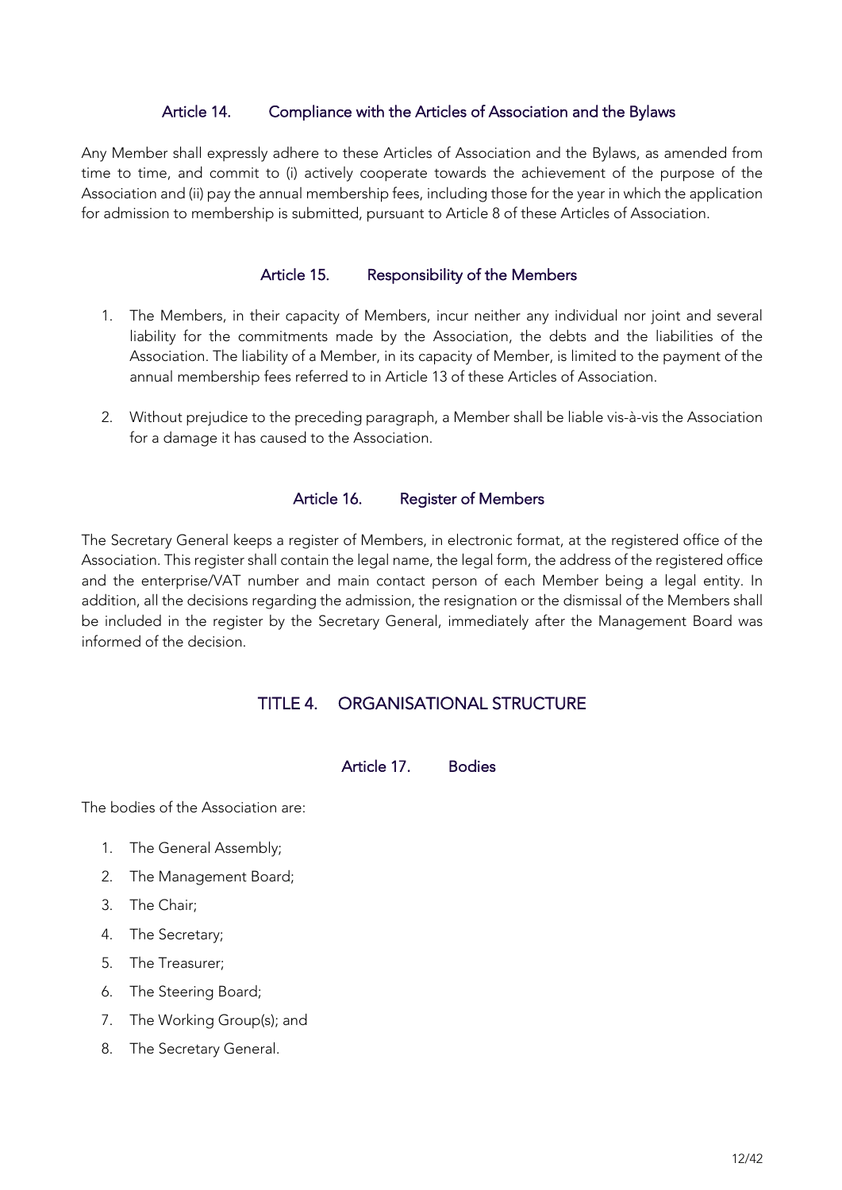### Article 14. Compliance with the Articles of Association and the Bylaws

Any Member shall expressly adhere to these Articles of Association and the Bylaws, as amended from time to time, and commit to (i) actively cooperate towards the achievement of the purpose of the Association and (ii) pay the annual membership fees, including those for the year in which the application for admission to membership is submitted, pursuant to Article 8 of these Articles of Association.

### Article 15. Responsibility of the Members

1. The Members, in their capacity of Members, incur neither any individual nor joint and several liability for the commitments made by the Association, the debts and the liabilities of the Association. The liability of a Member, in its capacity of Member, is limited to the payment of the annual membership fees referred to in Article 13 of these Articles of Association.

2. Without prejudice to the preceding paragraph, a Member shall be liable vis-à-vis the Association for a damage it has caused to the Association.

### Article 16. Register of Members

The Secretary General keeps a register of Members, in electronic format, at the registered office of the Association. This register shall contain the legal name, the legal form, the address of the registered office and the enterprise/VAT number and main contact person of each Member being a legal entity. In addition, all the decisions regarding the admission, the resignation or the dismissal of the Members shall be included in the register by the Secretary General, immediately after the Management Board was informed of the decision.

## TITLE 4. ORGANISATIONAL STRUCTURE

### Article 17. Bodies

The bodies of the Association are:

1. The General Assembly;
2. The Management Board;
3. The Chair;
4. The Secretary;
5. The Treasurer;
6. The Steering Board;
7. The Working Group(s); and
8. The Secretary General.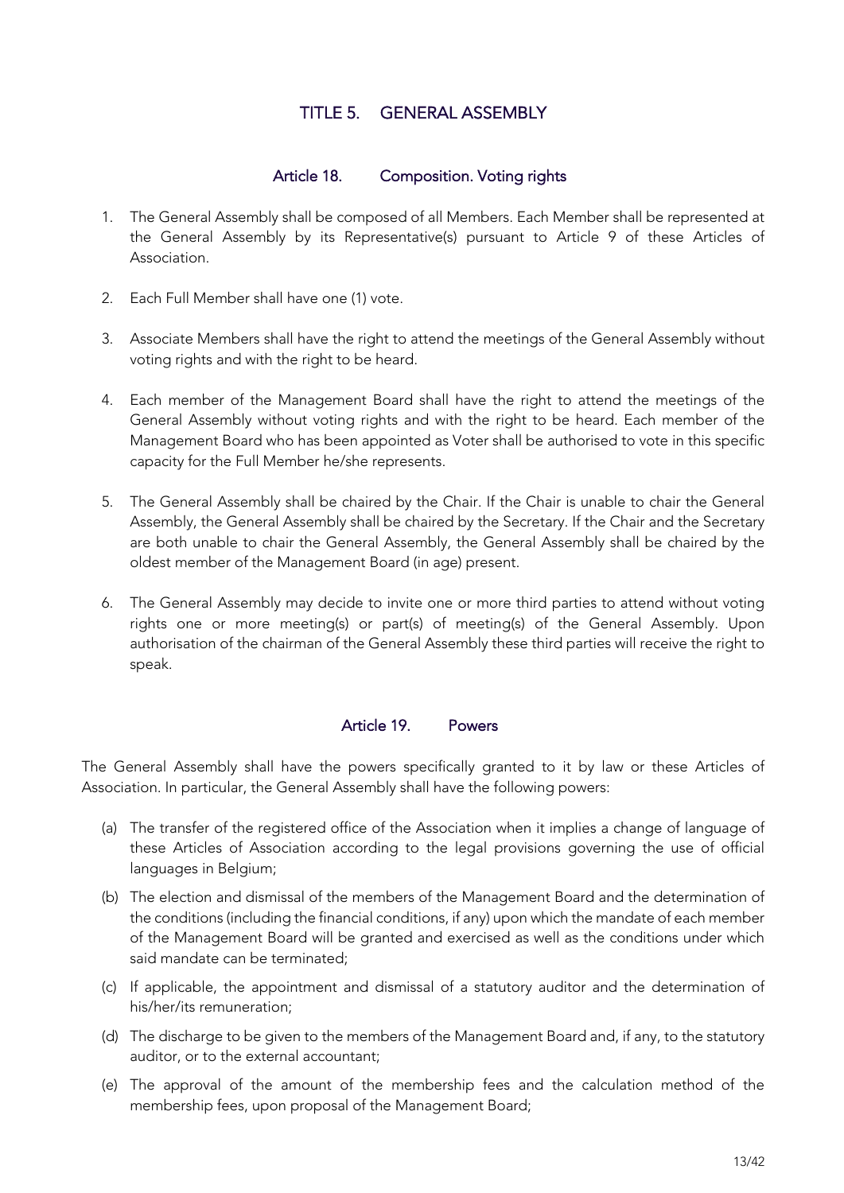# TITLE 5. GENERAL ASSEMBLY

## Article 18. Composition. Voting rights

1. The General Assembly shall be composed of all Members. Each Member shall be represented at the General Assembly by its Representative(s) pursuant to Article 9 of these Articles of Association.

2. Each Full Member shall have one (1) vote.

3. Associate Members shall have the right to attend the meetings of the General Assembly without voting rights and with the right to be heard.

4. Each member of the Management Board shall have the right to attend the meetings of the General Assembly without voting rights and with the right to be heard. Each member of the Management Board who has been appointed as Voter shall be authorised to vote in this specific capacity for the Full Member he/she represents.

5. The General Assembly shall be chaired by the Chair. If the Chair is unable to chair the General Assembly, the General Assembly shall be chaired by the Secretary. If the Chair and the Secretary are both unable to chair the General Assembly, the General Assembly shall be chaired by the oldest member of the Management Board (in age) present.

6. The General Assembly may decide to invite one or more third parties to attend without voting rights one or more meeting(s) or part(s) of meeting(s) of the General Assembly. Upon authorisation of the chairman of the General Assembly these third parties will receive the right to speak.

## Article 19. Powers

The General Assembly shall have the powers specifically granted to it by law or these Articles of Association. In particular, the General Assembly shall have the following powers:

(a) The transfer of the registered office of the Association when it implies a change of language of these Articles of Association according to the legal provisions governing the use of official languages in Belgium;

(b) The election and dismissal of the members of the Management Board and the determination of the conditions (including the financial conditions, if any) upon which the mandate of each member of the Management Board will be granted and exercised as well as the conditions under which said mandate can be terminated;

(c) If applicable, the appointment and dismissal of a statutory auditor and the determination of his/her/its remuneration;

(d) The discharge to be given to the members of the Management Board and, if any, to the statutory auditor, or to the external accountant;

(e) The approval of the amount of the membership fees and the calculation method of the membership fees, upon proposal of the Management Board;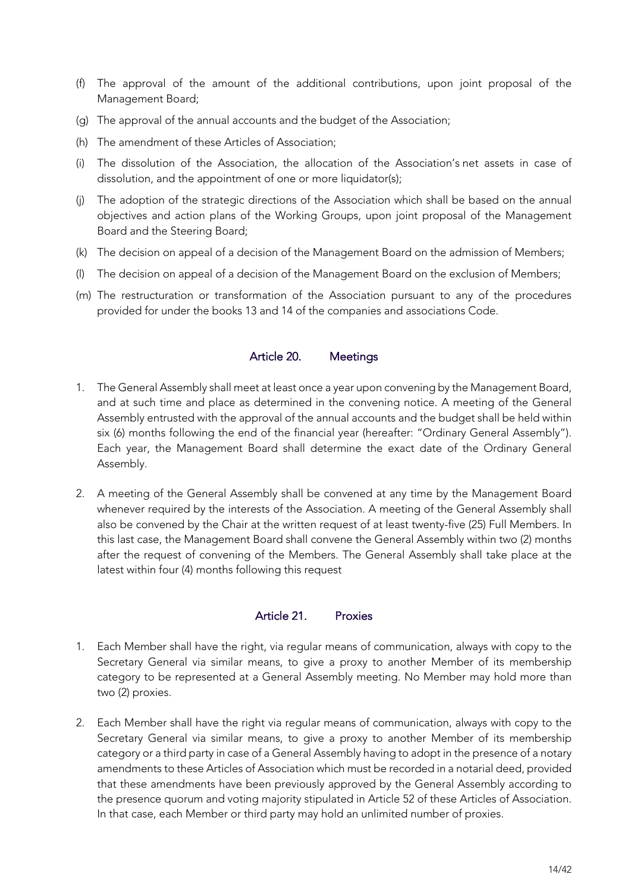(f) The approval of the amount of the additional contributions, upon joint proposal of the Management Board;

(g) The approval of the annual accounts and the budget of the Association;

(h) The amendment of these Articles of Association;

(i) The dissolution of the Association, the allocation of the Association's net assets in case of dissolution, and the appointment of one or more liquidator(s);

(j) The adoption of the strategic directions of the Association which shall be based on the annual objectives and action plans of the Working Groups, upon joint proposal of the Management Board and the Steering Board;

(k) The decision on appeal of a decision of the Management Board on the admission of Members;

(l) The decision on appeal of a decision of the Management Board on the exclusion of Members;

(m) The restructuration or transformation of the Association pursuant to any of the procedures provided for under the books 13 and 14 of the companies and associations Code.

## Article 20. Meetings

1. The General Assembly shall meet at least once a year upon convening by the Management Board, and at such time and place as determined in the convening notice. A meeting of the General Assembly entrusted with the approval of the annual accounts and the budget shall be held within six (6) months following the end of the financial year (hereafter: "Ordinary General Assembly"). Each year, the Management Board shall determine the exact date of the Ordinary General Assembly.

2. A meeting of the General Assembly shall be convened at any time by the Management Board whenever required by the interests of the Association. A meeting of the General Assembly shall also be convened by the Chair at the written request of at least twenty-five (25) Full Members. In this last case, the Management Board shall convene the General Assembly within two (2) months after the request of convening of the Members. The General Assembly shall take place at the latest within four (4) months following this request

## Article 21. Proxies

1. Each Member shall have the right, via regular means of communication, always with copy to the Secretary General via similar means, to give a proxy to another Member of its membership category to be represented at a General Assembly meeting. No Member may hold more than two (2) proxies.

2. Each Member shall have the right via regular means of communication, always with copy to the Secretary General via similar means, to give a proxy to another Member of its membership category or a third party in case of a General Assembly having to adopt in the presence of a notary amendments to these Articles of Association which must be recorded in a notarial deed, provided that these amendments have been previously approved by the General Assembly according to the presence quorum and voting majority stipulated in Article 52 of these Articles of Association. In that case, each Member or third party may hold an unlimited number of proxies.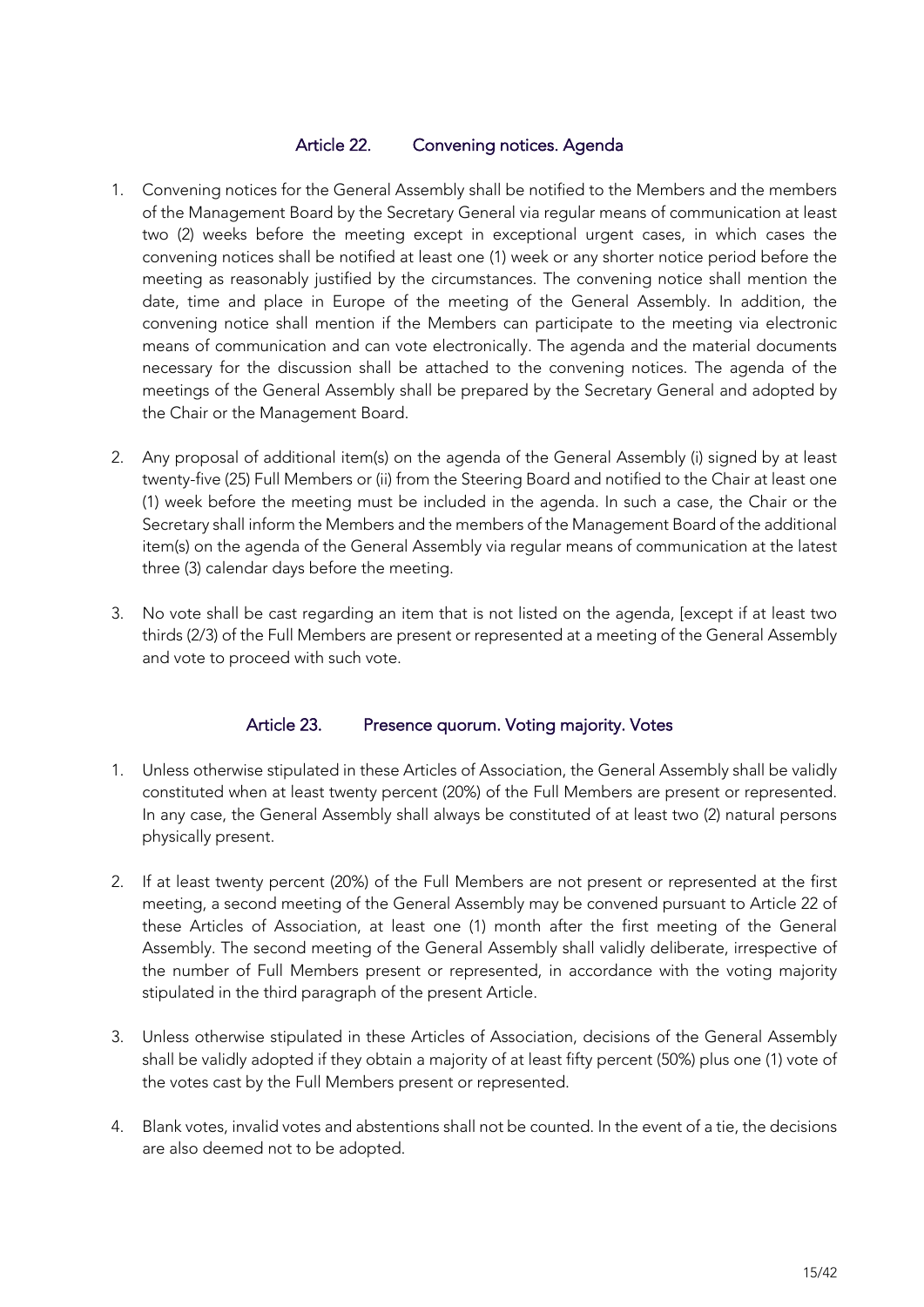### Article 22. Convening notices. Agenda

1. Convening notices for the General Assembly shall be notified to the Members and the members of the Management Board by the Secretary General via regular means of communication at least two (2) weeks before the meeting except in exceptional urgent cases, in which cases the convening notices shall be notified at least one (1) week or any shorter notice period before the meeting as reasonably justified by the circumstances. The convening notice shall mention the date, time and place in Europe of the meeting of the General Assembly. In addition, the convening notice shall mention if the Members can participate to the meeting via electronic means of communication and can vote electronically. The agenda and the material documents necessary for the discussion shall be attached to the convening notices. The agenda of the meetings of the General Assembly shall be prepared by the Secretary General and adopted by the Chair or the Management Board.

2. Any proposal of additional item(s) on the agenda of the General Assembly (i) signed by at least twenty-five (25) Full Members or (ii) from the Steering Board and notified to the Chair at least one (1) week before the meeting must be included in the agenda. In such a case, the Chair or the Secretary shall inform the Members and the members of the Management Board of the additional item(s) on the agenda of the General Assembly via regular means of communication at the latest three (3) calendar days before the meeting.

3. No vote shall be cast regarding an item that is not listed on the agenda, [except if at least two thirds (2/3) of the Full Members are present or represented at a meeting of the General Assembly and vote to proceed with such vote.

### Article 23. Presence quorum. Voting majority. Votes

1. Unless otherwise stipulated in these Articles of Association, the General Assembly shall be validly constituted when at least twenty percent (20%) of the Full Members are present or represented. In any case, the General Assembly shall always be constituted of at least two (2) natural persons physically present.

2. If at least twenty percent (20%) of the Full Members are not present or represented at the first meeting, a second meeting of the General Assembly may be convened pursuant to Article 22 of these Articles of Association, at least one (1) month after the first meeting of the General Assembly. The second meeting of the General Assembly shall validly deliberate, irrespective of the number of Full Members present or represented, in accordance with the voting majority stipulated in the third paragraph of the present Article.

3. Unless otherwise stipulated in these Articles of Association, decisions of the General Assembly shall be validly adopted if they obtain a majority of at least fifty percent (50%) plus one (1) vote of the votes cast by the Full Members present or represented.

4. Blank votes, invalid votes and abstentions shall not be counted. In the event of a tie, the decisions are also deemed not to be adopted.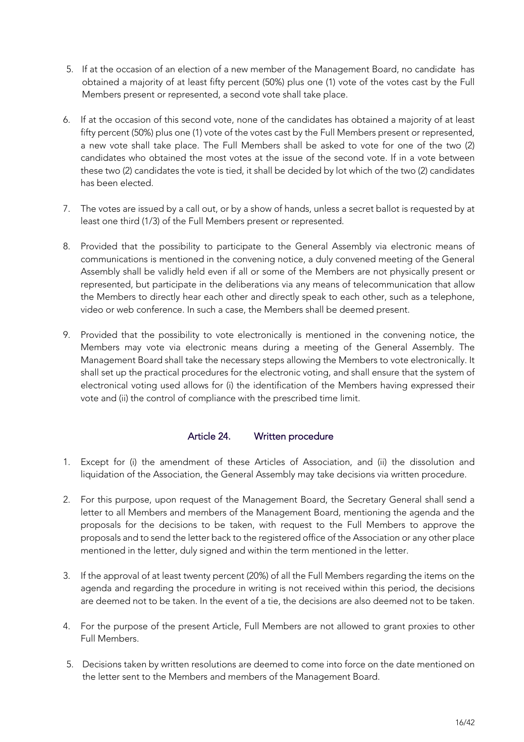5. If at the occasion of an election of a new member of the Management Board, no candidate has obtained a majority of at least fifty percent (50%) plus one (1) vote of the votes cast by the Full Members present or represented, a second vote shall take place.

6. If at the occasion of this second vote, none of the candidates has obtained a majority of at least fifty percent (50%) plus one (1) vote of the votes cast by the Full Members present or represented, a new vote shall take place. The Full Members shall be asked to vote for one of the two (2) candidates who obtained the most votes at the issue of the second vote. If in a vote between these two (2) candidates the vote is tied, it shall be decided by lot which of the two (2) candidates has been elected.

7. The votes are issued by a call out, or by a show of hands, unless a secret ballot is requested by at least one third (1/3) of the Full Members present or represented.

8. Provided that the possibility to participate to the General Assembly via electronic means of communications is mentioned in the convening notice, a duly convened meeting of the General Assembly shall be validly held even if all or some of the Members are not physically present or represented, but participate in the deliberations via any means of telecommunication that allow the Members to directly hear each other and directly speak to each other, such as a telephone, video or web conference. In such a case, the Members shall be deemed present.

9. Provided that the possibility to vote electronically is mentioned in the convening notice, the Members may vote via electronic means during a meeting of the General Assembly. The Management Board shall take the necessary steps allowing the Members to vote electronically. It shall set up the practical procedures for the electronic voting, and shall ensure that the system of electronical voting used allows for (i) the identification of the Members having expressed their vote and (ii) the control of compliance with the prescribed time limit.

## Article 24. Written procedure

1. Except for (i) the amendment of these Articles of Association, and (ii) the dissolution and liquidation of the Association, the General Assembly may take decisions via written procedure.

2. For this purpose, upon request of the Management Board, the Secretary General shall send a letter to all Members and members of the Management Board, mentioning the agenda and the proposals for the decisions to be taken, with request to the Full Members to approve the proposals and to send the letter back to the registered office of the Association or any other place mentioned in the letter, duly signed and within the term mentioned in the letter.

3. If the approval of at least twenty percent (20%) of all the Full Members regarding the items on the agenda and regarding the procedure in writing is not received within this period, the decisions are deemed not to be taken. In the event of a tie, the decisions are also deemed not to be taken.

4. For the purpose of the present Article, Full Members are not allowed to grant proxies to other Full Members.

5. Decisions taken by written resolutions are deemed to come into force on the date mentioned on the letter sent to the Members and members of the Management Board.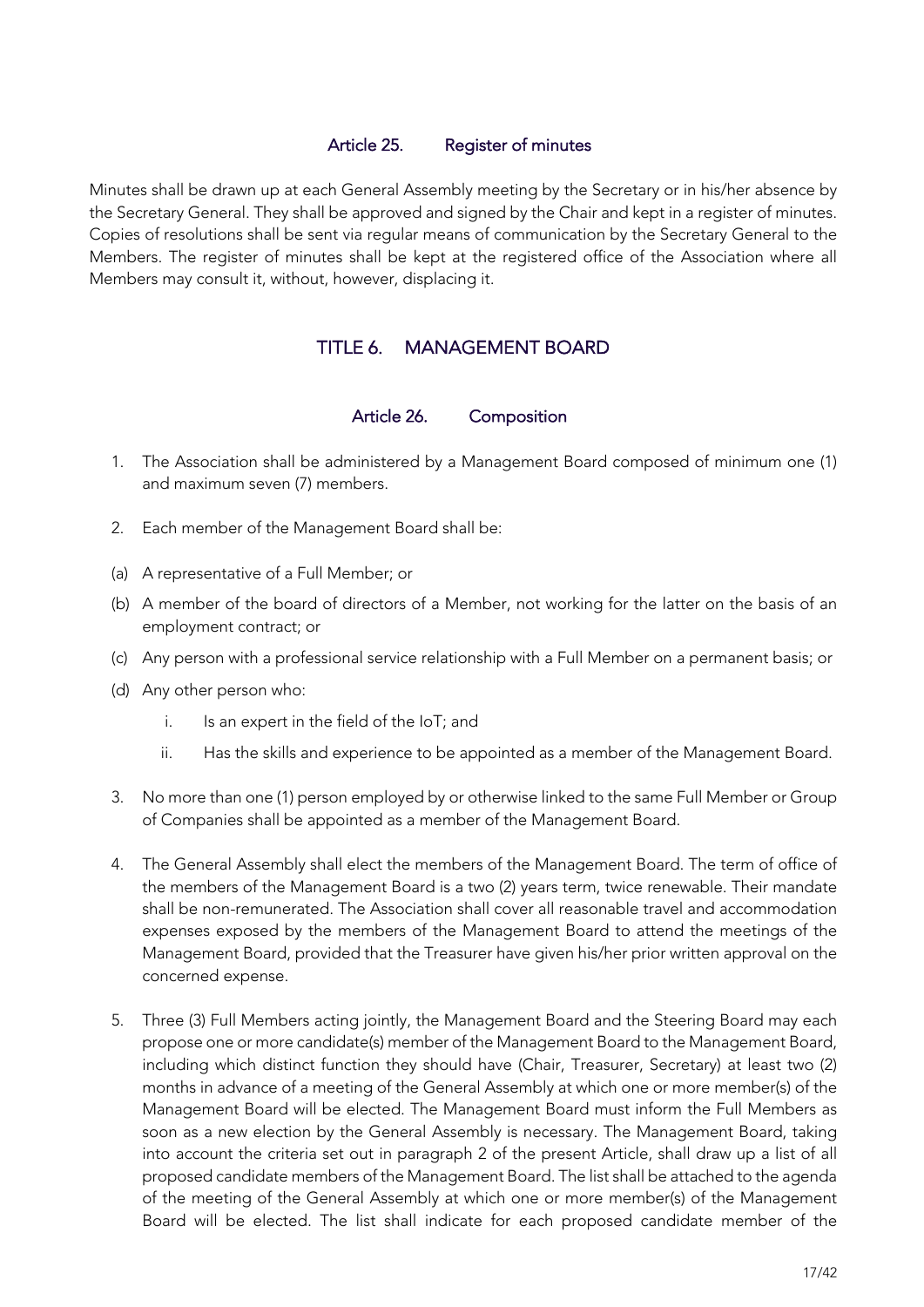### Article 25. Register of minutes

Minutes shall be drawn up at each General Assembly meeting by the Secretary or in his/her absence by the Secretary General. They shall be approved and signed by the Chair and kept in a register of minutes. Copies of resolutions shall be sent via regular means of communication by the Secretary General to the Members. The register of minutes shall be kept at the registered office of the Association where all Members may consult it, without, however, displacing it.

## TITLE 6. MANAGEMENT BOARD

### Article 26. Composition

1. The Association shall be administered by a Management Board composed of minimum one (1) and maximum seven (7) members.

2. Each member of the Management Board shall be:

(a) A representative of a Full Member; or

(b) A member of the board of directors of a Member, not working for the latter on the basis of an employment contract; or

(c) Any person with a professional service relationship with a Full Member on a permanent basis; or

(d) Any other person who:

   i. Is an expert in the field of the IoT; and

   ii. Has the skills and experience to be appointed as a member of the Management Board.

3. No more than one (1) person employed by or otherwise linked to the same Full Member or Group of Companies shall be appointed as a member of the Management Board.

4. The General Assembly shall elect the members of the Management Board. The term of office of the members of the Management Board is a two (2) years term, twice renewable. Their mandate shall be non-remunerated. The Association shall cover all reasonable travel and accommodation expenses exposed by the members of the Management Board to attend the meetings of the Management Board, provided that the Treasurer have given his/her prior written approval on the concerned expense.

5. Three (3) Full Members acting jointly, the Management Board and the Steering Board may each propose one or more candidate(s) member of the Management Board to the Management Board, including which distinct function they should have (Chair, Treasurer, Secretary) at least two (2) months in advance of a meeting of the General Assembly at which one or more member(s) of the Management Board will be elected. The Management Board must inform the Full Members as soon as a new election by the General Assembly is necessary. The Management Board, taking into account the criteria set out in paragraph 2 of the present Article, shall draw up a list of all proposed candidate members of the Management Board. The list shall be attached to the agenda of the meeting of the General Assembly at which one or more member(s) of the Management Board will be elected. The list shall indicate for each proposed candidate member of the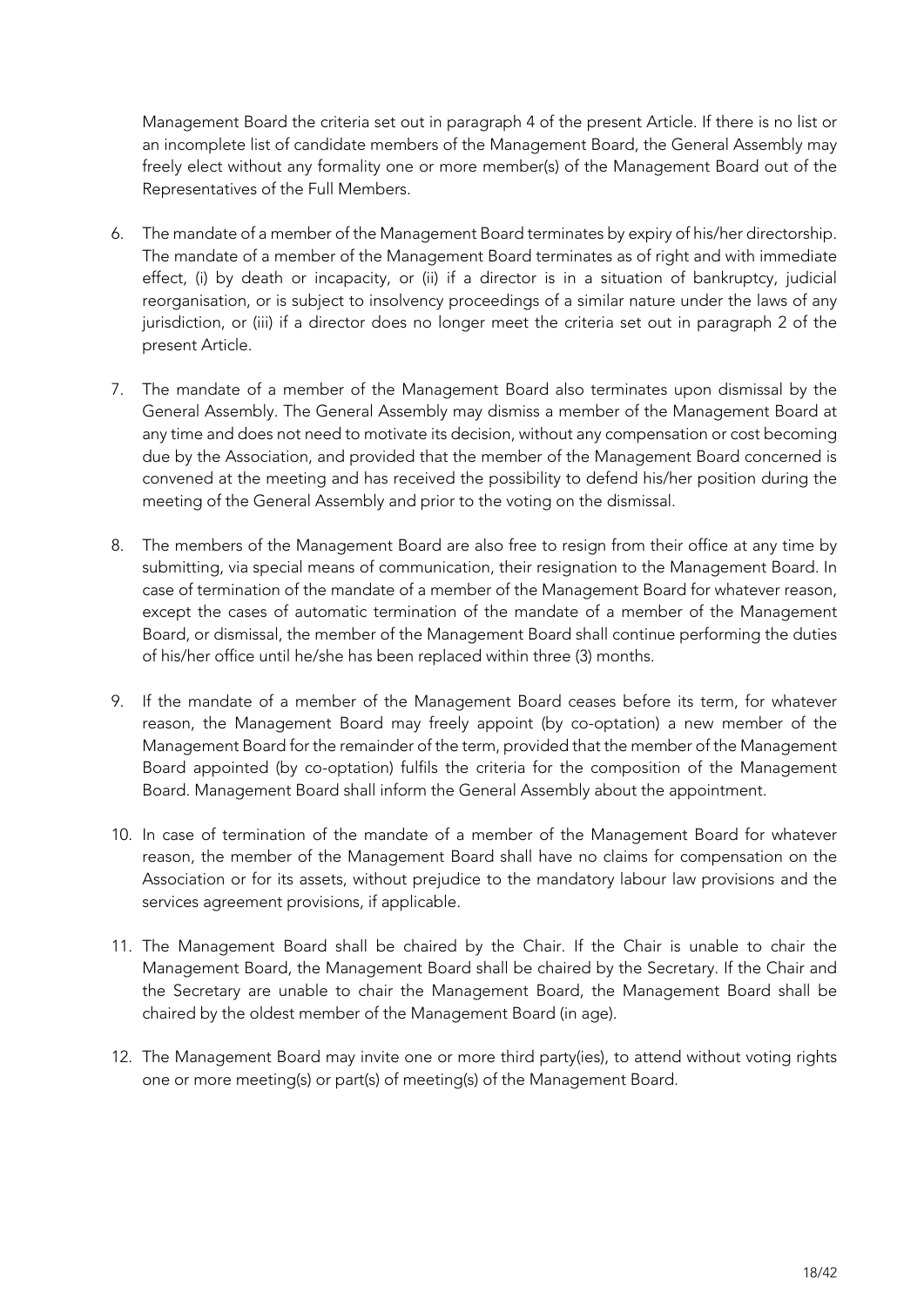Management Board the criteria set out in paragraph 4 of the present Article. If there is no list or an incomplete list of candidate members of the Management Board, the General Assembly may freely elect without any formality one or more member(s) of the Management Board out of the Representatives of the Full Members.

6. The mandate of a member of the Management Board terminates by expiry of his/her directorship. The mandate of a member of the Management Board terminates as of right and with immediate effect, (i) by death or incapacity, or (ii) if a director is in a situation of bankruptcy, judicial reorganisation, or is subject to insolvency proceedings of a similar nature under the laws of any jurisdiction, or (iii) if a director does no longer meet the criteria set out in paragraph 2 of the present Article.

7. The mandate of a member of the Management Board also terminates upon dismissal by the General Assembly. The General Assembly may dismiss a member of the Management Board at any time and does not need to motivate its decision, without any compensation or cost becoming due by the Association, and provided that the member of the Management Board concerned is convened at the meeting and has received the possibility to defend his/her position during the meeting of the General Assembly and prior to the voting on the dismissal.

8. The members of the Management Board are also free to resign from their office at any time by submitting, via special means of communication, their resignation to the Management Board. In case of termination of the mandate of a member of the Management Board for whatever reason, except the cases of automatic termination of the mandate of a member of the Management Board, or dismissal, the member of the Management Board shall continue performing the duties of his/her office until he/she has been replaced within three (3) months.

9. If the mandate of a member of the Management Board ceases before its term, for whatever reason, the Management Board may freely appoint (by co-optation) a new member of the Management Board for the remainder of the term, provided that the member of the Management Board appointed (by co-optation) fulfils the criteria for the composition of the Management Board. Management Board shall inform the General Assembly about the appointment.

10. In case of termination of the mandate of a member of the Management Board for whatever reason, the member of the Management Board shall have no claims for compensation on the Association or for its assets, without prejudice to the mandatory labour law provisions and the services agreement provisions, if applicable.

11. The Management Board shall be chaired by the Chair. If the Chair is unable to chair the Management Board, the Management Board shall be chaired by the Secretary. If the Chair and the Secretary are unable to chair the Management Board, the Management Board shall be chaired by the oldest member of the Management Board (in age).

12. The Management Board may invite one or more third party(ies), to attend without voting rights one or more meeting(s) or part(s) of meeting(s) of the Management Board.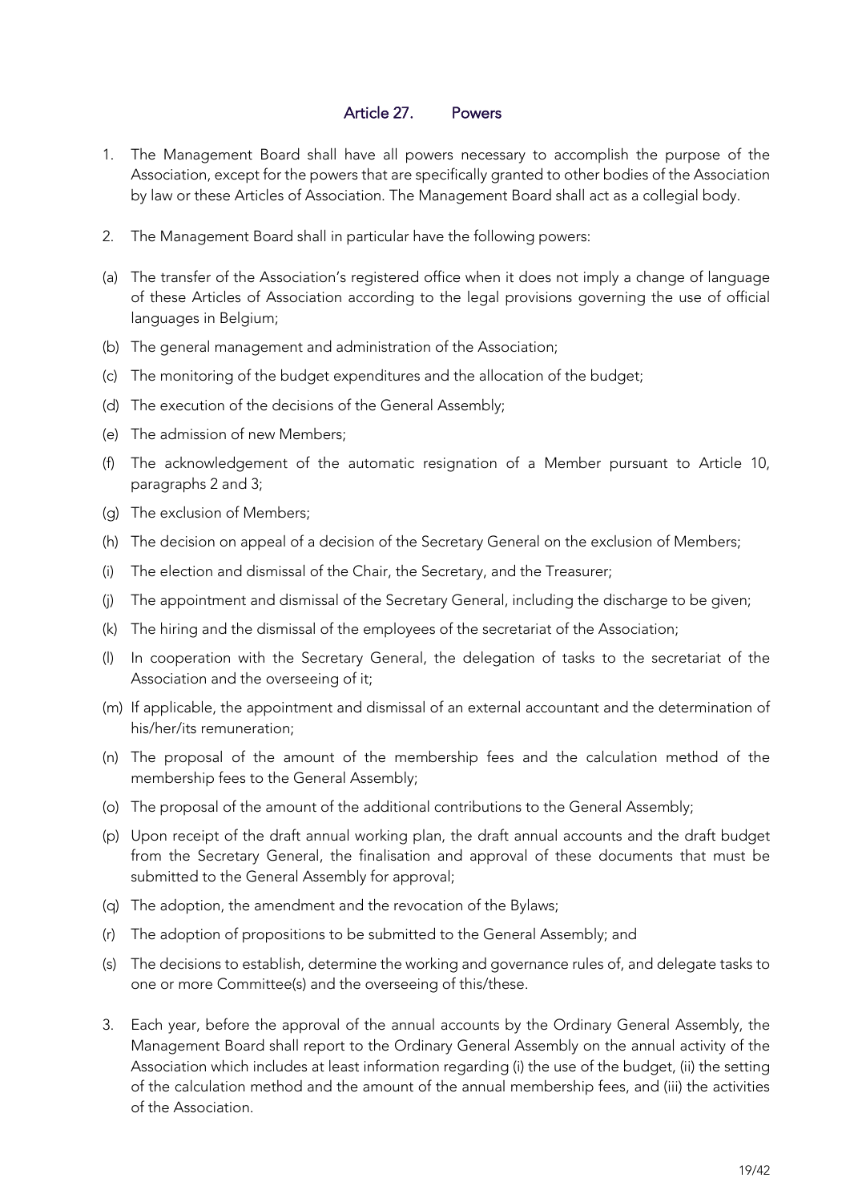### Article 27. Powers

1. The Management Board shall have all powers necessary to accomplish the purpose of the Association, except for the powers that are specifically granted to other bodies of the Association by law or these Articles of Association. The Management Board shall act as a collegial body.

2. The Management Board shall in particular have the following powers:

(a) The transfer of the Association's registered office when it does not imply a change of language of these Articles of Association according to the legal provisions governing the use of official languages in Belgium;

(b) The general management and administration of the Association;

(c) The monitoring of the budget expenditures and the allocation of the budget;

(d) The execution of the decisions of the General Assembly;

(e) The admission of new Members;

(f) The acknowledgement of the automatic resignation of a Member pursuant to Article 10, paragraphs 2 and 3;

(g) The exclusion of Members;

(h) The decision on appeal of a decision of the Secretary General on the exclusion of Members;

(i) The election and dismissal of the Chair, the Secretary, and the Treasurer;

(j) The appointment and dismissal of the Secretary General, including the discharge to be given;

(k) The hiring and the dismissal of the employees of the secretariat of the Association;

(l) In cooperation with the Secretary General, the delegation of tasks to the secretariat of the Association and the overseeing of it;

(m) If applicable, the appointment and dismissal of an external accountant and the determination of his/her/its remuneration;

(n) The proposal of the amount of the membership fees and the calculation method of the membership fees to the General Assembly;

(o) The proposal of the amount of the additional contributions to the General Assembly;

(p) Upon receipt of the draft annual working plan, the draft annual accounts and the draft budget from the Secretary General, the finalisation and approval of these documents that must be submitted to the General Assembly for approval;

(q) The adoption, the amendment and the revocation of the Bylaws;

(r) The adoption of propositions to be submitted to the General Assembly; and

(s) The decisions to establish, determine the working and governance rules of, and delegate tasks to one or more Committee(s) and the overseeing of this/these.

3. Each year, before the approval of the annual accounts by the Ordinary General Assembly, the Management Board shall report to the Ordinary General Assembly on the annual activity of the Association which includes at least information regarding (i) the use of the budget, (ii) the setting of the calculation method and the amount of the annual membership fees, and (iii) the activities of the Association.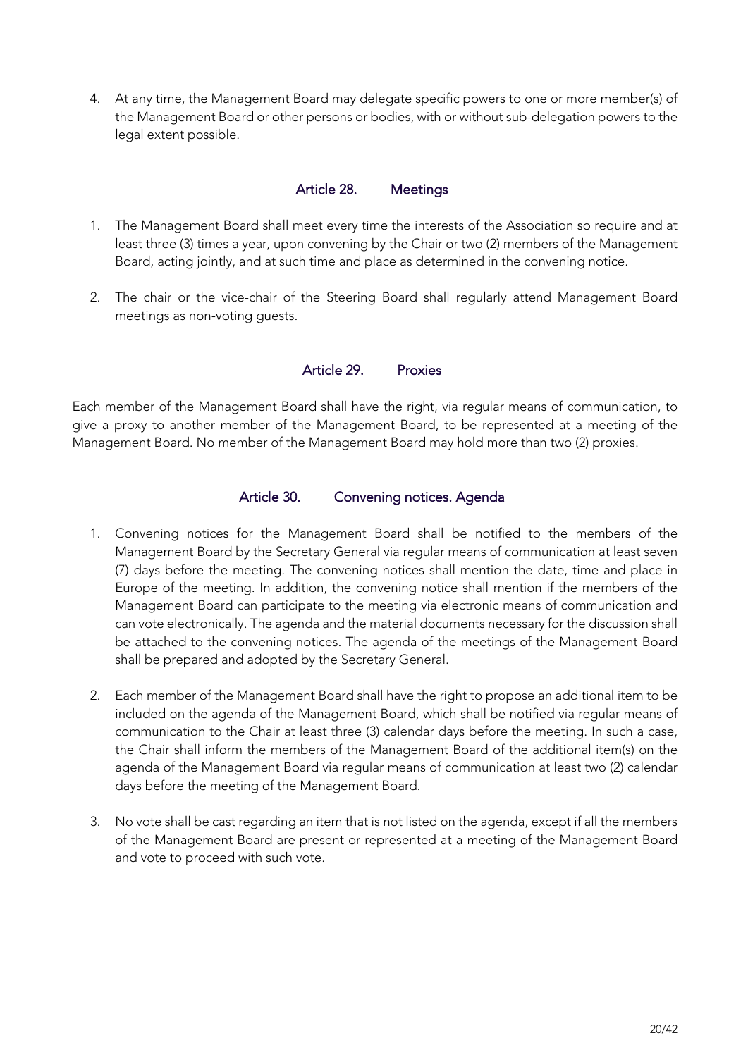4. At any time, the Management Board may delegate specific powers to one or more member(s) of the Management Board or other persons or bodies, with or without sub-delegation powers to the legal extent possible.

## Article 28. Meetings

1. The Management Board shall meet every time the interests of the Association so require and at least three (3) times a year, upon convening by the Chair or two (2) members of the Management Board, acting jointly, and at such time and place as determined in the convening notice.

2. The chair or the vice-chair of the Steering Board shall regularly attend Management Board meetings as non-voting guests.

## Article 29. Proxies

Each member of the Management Board shall have the right, via regular means of communication, to give a proxy to another member of the Management Board, to be represented at a meeting of the Management Board. No member of the Management Board may hold more than two (2) proxies.

## Article 30. Convening notices. Agenda

1. Convening notices for the Management Board shall be notified to the members of the Management Board by the Secretary General via regular means of communication at least seven (7) days before the meeting. The convening notices shall mention the date, time and place in Europe of the meeting. In addition, the convening notice shall mention if the members of the Management Board can participate to the meeting via electronic means of communication and can vote electronically. The agenda and the material documents necessary for the discussion shall be attached to the convening notices. The agenda of the meetings of the Management Board shall be prepared and adopted by the Secretary General.

2. Each member of the Management Board shall have the right to propose an additional item to be included on the agenda of the Management Board, which shall be notified via regular means of communication to the Chair at least three (3) calendar days before the meeting. In such a case, the Chair shall inform the members of the Management Board of the additional item(s) on the agenda of the Management Board via regular means of communication at least two (2) calendar days before the meeting of the Management Board.

3. No vote shall be cast regarding an item that is not listed on the agenda, except if all the members of the Management Board are present or represented at a meeting of the Management Board and vote to proceed with such vote.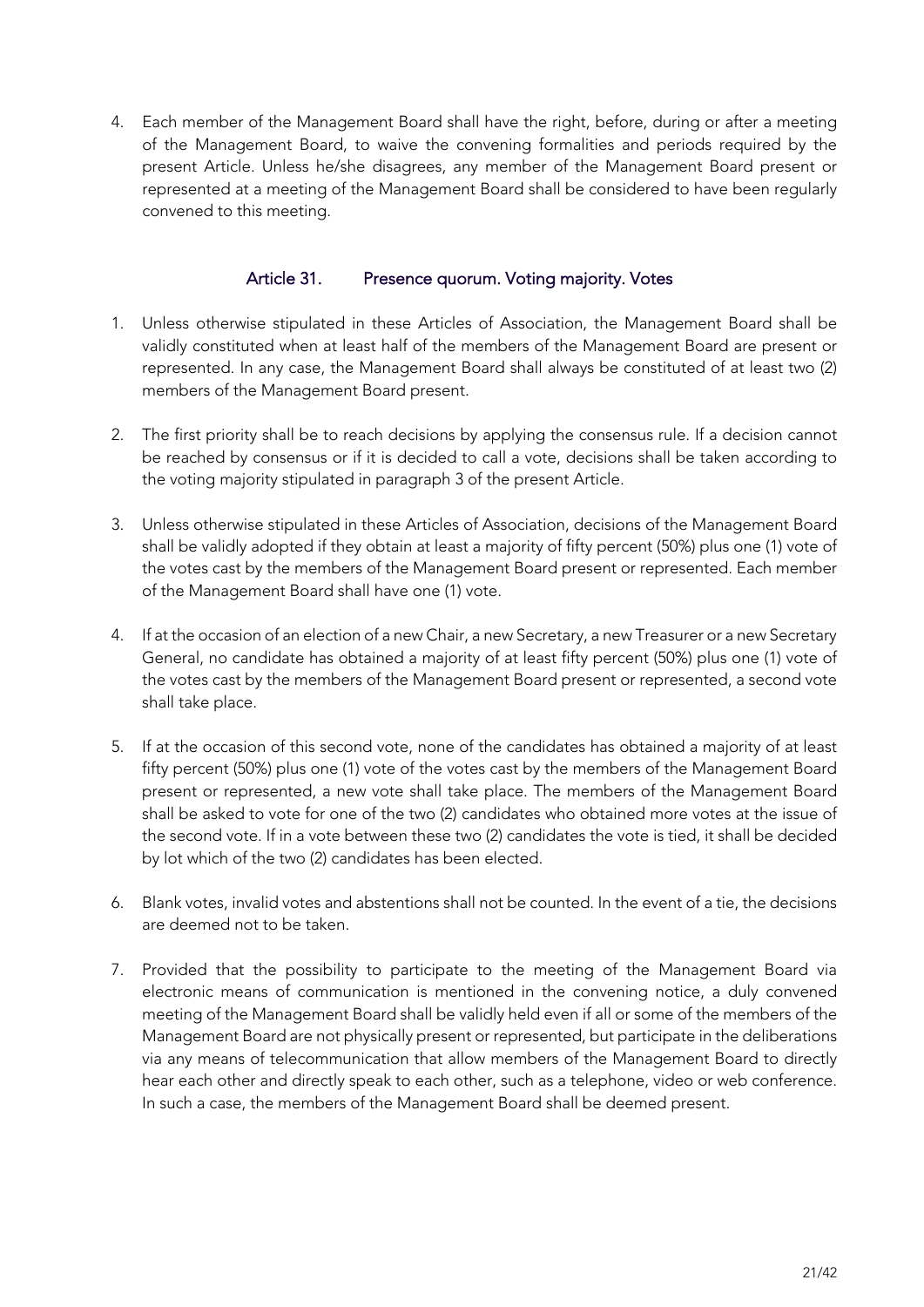4. Each member of the Management Board shall have the right, before, during or after a meeting of the Management Board, to waive the convening formalities and periods required by the present Article. Unless he/she disagrees, any member of the Management Board present or represented at a meeting of the Management Board shall be considered to have been regularly convened to this meeting.

### Article 31. Presence quorum. Voting majority. Votes

1. Unless otherwise stipulated in these Articles of Association, the Management Board shall be validly constituted when at least half of the members of the Management Board are present or represented. In any case, the Management Board shall always be constituted of at least two (2) members of the Management Board present.

2. The first priority shall be to reach decisions by applying the consensus rule. If a decision cannot be reached by consensus or if it is decided to call a vote, decisions shall be taken according to the voting majority stipulated in paragraph 3 of the present Article.

3. Unless otherwise stipulated in these Articles of Association, decisions of the Management Board shall be validly adopted if they obtain at least a majority of fifty percent (50%) plus one (1) vote of the votes cast by the members of the Management Board present or represented. Each member of the Management Board shall have one (1) vote.

4. If at the occasion of an election of a new Chair, a new Secretary, a new Treasurer or a new Secretary General, no candidate has obtained a majority of at least fifty percent (50%) plus one (1) vote of the votes cast by the members of the Management Board present or represented, a second vote shall take place.

5. If at the occasion of this second vote, none of the candidates has obtained a majority of at least fifty percent (50%) plus one (1) vote of the votes cast by the members of the Management Board present or represented, a new vote shall take place. The members of the Management Board shall be asked to vote for one of the two (2) candidates who obtained more votes at the issue of the second vote. If in a vote between these two (2) candidates the vote is tied, it shall be decided by lot which of the two (2) candidates has been elected.

6. Blank votes, invalid votes and abstentions shall not be counted. In the event of a tie, the decisions are deemed not to be taken.

7. Provided that the possibility to participate to the meeting of the Management Board via electronic means of communication is mentioned in the convening notice, a duly convened meeting of the Management Board shall be validly held even if all or some of the members of the Management Board are not physically present or represented, but participate in the deliberations via any means of telecommunication that allow members of the Management Board to directly hear each other and directly speak to each other, such as a telephone, video or web conference. In such a case, the members of the Management Board shall be deemed present.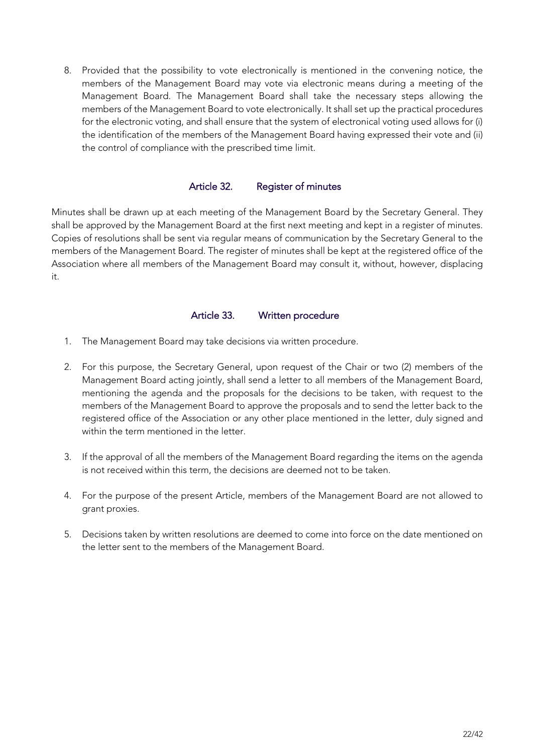8. Provided that the possibility to vote electronically is mentioned in the convening notice, the members of the Management Board may vote via electronic means during a meeting of the Management Board. The Management Board shall take the necessary steps allowing the members of the Management Board to vote electronically. It shall set up the practical procedures for the electronic voting, and shall ensure that the system of electronical voting used allows for (i) the identification of the members of the Management Board having expressed their vote and (ii) the control of compliance with the prescribed time limit.

### Article 32. Register of minutes

Minutes shall be drawn up at each meeting of the Management Board by the Secretary General. They shall be approved by the Management Board at the first next meeting and kept in a register of minutes. Copies of resolutions shall be sent via regular means of communication by the Secretary General to the members of the Management Board. The register of minutes shall be kept at the registered office of the Association where all members of the Management Board may consult it, without, however, displacing it.

### Article 33. Written procedure

1. The Management Board may take decisions via written procedure.

2. For this purpose, the Secretary General, upon request of the Chair or two (2) members of the Management Board acting jointly, shall send a letter to all members of the Management Board, mentioning the agenda and the proposals for the decisions to be taken, with request to the members of the Management Board to approve the proposals and to send the letter back to the registered office of the Association or any other place mentioned in the letter, duly signed and within the term mentioned in the letter.

3. If the approval of all the members of the Management Board regarding the items on the agenda is not received within this term, the decisions are deemed not to be taken.

4. For the purpose of the present Article, members of the Management Board are not allowed to grant proxies.

5. Decisions taken by written resolutions are deemed to come into force on the date mentioned on the letter sent to the members of the Management Board.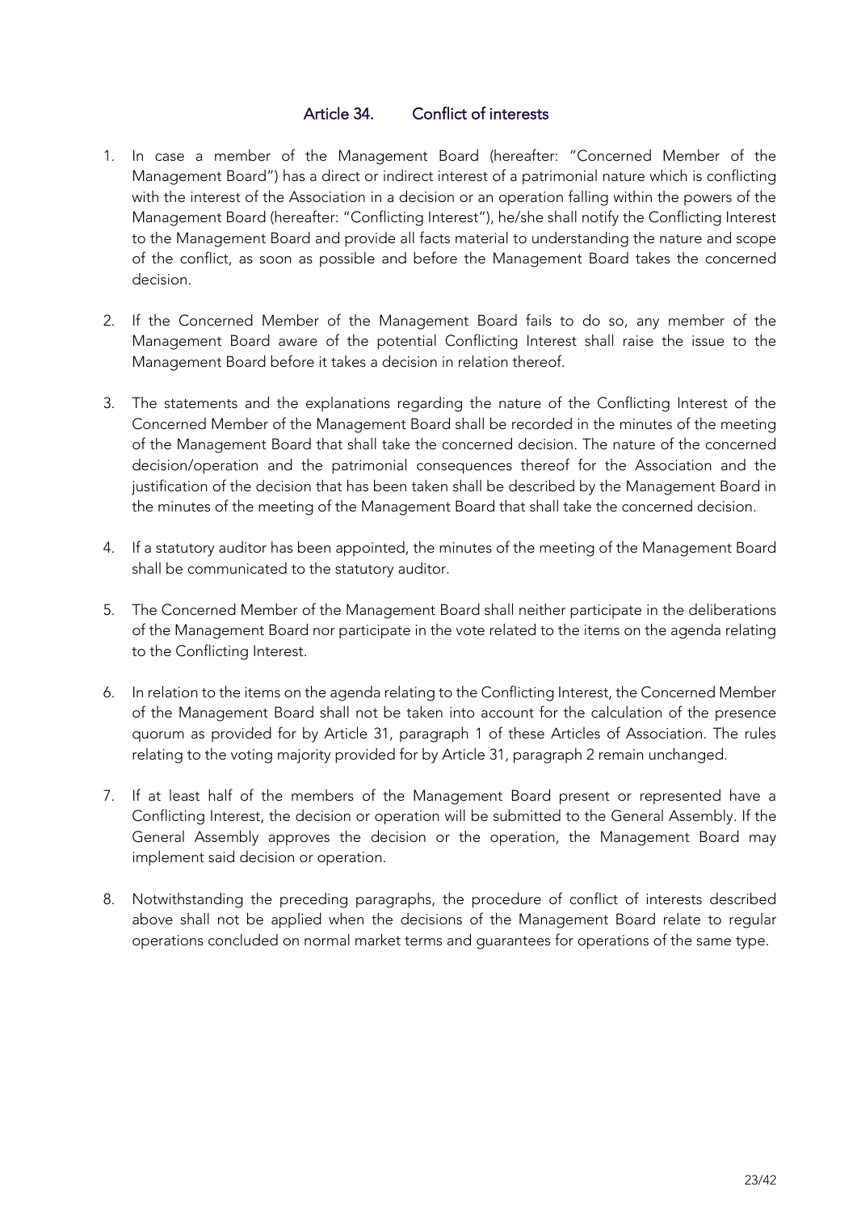## Article 34. Conflict of interests

1. In case a member of the Management Board (hereafter: "Concerned Member of the Management Board") has a direct or indirect interest of a patrimonial nature which is conflicting with the interest of the Association in a decision or an operation falling within the powers of the Management Board (hereafter: "Conflicting Interest"), he/she shall notify the Conflicting Interest to the Management Board and provide all facts material to understanding the nature and scope of the conflict, as soon as possible and before the Management Board takes the concerned decision.

2. If the Concerned Member of the Management Board fails to do so, any member of the Management Board aware of the potential Conflicting Interest shall raise the issue to the Management Board before it takes a decision in relation thereof.

3. The statements and the explanations regarding the nature of the Conflicting Interest of the Concerned Member of the Management Board shall be recorded in the minutes of the meeting of the Management Board that shall take the concerned decision. The nature of the concerned decision/operation and the patrimonial consequences thereof for the Association and the justification of the decision that has been taken shall be described by the Management Board in the minutes of the meeting of the Management Board that shall take the concerned decision.

4. If a statutory auditor has been appointed, the minutes of the meeting of the Management Board shall be communicated to the statutory auditor.

5. The Concerned Member of the Management Board shall neither participate in the deliberations of the Management Board nor participate in the vote related to the items on the agenda relating to the Conflicting Interest.

6. In relation to the items on the agenda relating to the Conflicting Interest, the Concerned Member of the Management Board shall not be taken into account for the calculation of the presence quorum as provided for by Article 31, paragraph 1 of these Articles of Association. The rules relating to the voting majority provided for by Article 31, paragraph 2 remain unchanged.

7. If at least half of the members of the Management Board present or represented have a Conflicting Interest, the decision or operation will be submitted to the General Assembly. If the General Assembly approves the decision or the operation, the Management Board may implement said decision or operation.

8. Notwithstanding the preceding paragraphs, the procedure of conflict of interests described above shall not be applied when the decisions of the Management Board relate to regular operations concluded on normal market terms and guarantees for operations of the same type.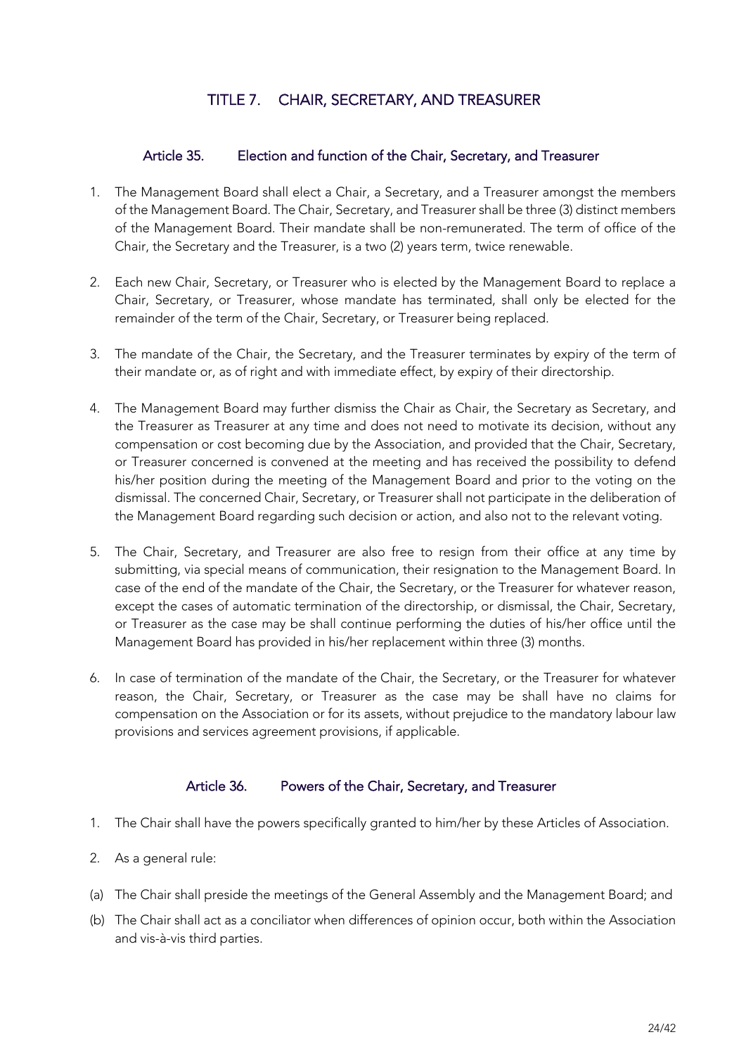# TITLE 7. CHAIR, SECRETARY, AND TREASURER

## Article 35. Election and function of the Chair, Secretary, and Treasurer

1. The Management Board shall elect a Chair, a Secretary, and a Treasurer amongst the members of the Management Board. The Chair, Secretary, and Treasurer shall be three (3) distinct members of the Management Board. Their mandate shall be non-remunerated. The term of office of the Chair, the Secretary and the Treasurer, is a two (2) years term, twice renewable.

2. Each new Chair, Secretary, or Treasurer who is elected by the Management Board to replace a Chair, Secretary, or Treasurer, whose mandate has terminated, shall only be elected for the remainder of the term of the Chair, Secretary, or Treasurer being replaced.

3. The mandate of the Chair, the Secretary, and the Treasurer terminates by expiry of the term of their mandate or, as of right and with immediate effect, by expiry of their directorship.

4. The Management Board may further dismiss the Chair as Chair, the Secretary as Secretary, and the Treasurer as Treasurer at any time and does not need to motivate its decision, without any compensation or cost becoming due by the Association, and provided that the Chair, Secretary, or Treasurer concerned is convened at the meeting and has received the possibility to defend his/her position during the meeting of the Management Board and prior to the voting on the dismissal. The concerned Chair, Secretary, or Treasurer shall not participate in the deliberation of the Management Board regarding such decision or action, and also not to the relevant voting.

5. The Chair, Secretary, and Treasurer are also free to resign from their office at any time by submitting, via special means of communication, their resignation to the Management Board. In case of the end of the mandate of the Chair, the Secretary, or the Treasurer for whatever reason, except the cases of automatic termination of the directorship, or dismissal, the Chair, Secretary, or Treasurer as the case may be shall continue performing the duties of his/her office until the Management Board has provided in his/her replacement within three (3) months.

6. In case of termination of the mandate of the Chair, the Secretary, or the Treasurer for whatever reason, the Chair, Secretary, or Treasurer as the case may be shall have no claims for compensation on the Association or for its assets, without prejudice to the mandatory labour law provisions and services agreement provisions, if applicable.

## Article 36. Powers of the Chair, Secretary, and Treasurer

1. The Chair shall have the powers specifically granted to him/her by these Articles of Association.

2. As a general rule:

(a) The Chair shall preside the meetings of the General Assembly and the Management Board; and

(b) The Chair shall act as a conciliator when differences of opinion occur, both within the Association and vis-à-vis third parties.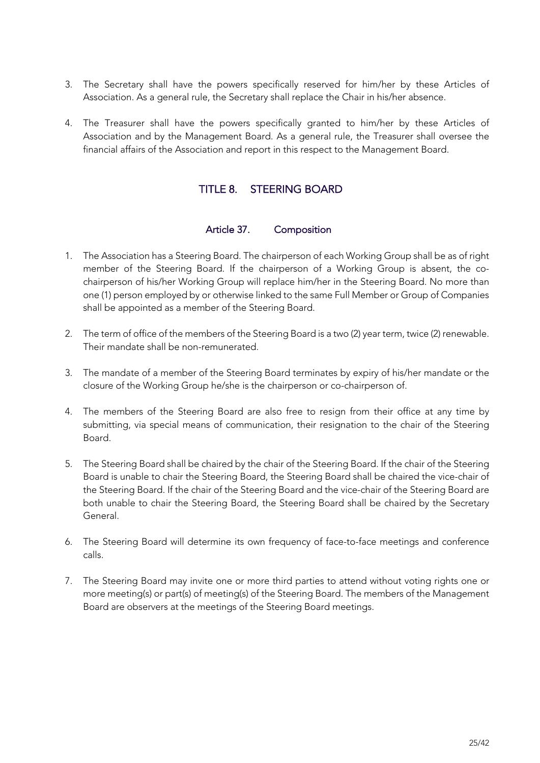3. The Secretary shall have the powers specifically reserved for him/her by these Articles of Association. As a general rule, the Secretary shall replace the Chair in his/her absence.

4. The Treasurer shall have the powers specifically granted to him/her by these Articles of Association and by the Management Board. As a general rule, the Treasurer shall oversee the financial affairs of the Association and report in this respect to the Management Board.

## TITLE 8. STEERING BOARD

### Article 37. Composition

1. The Association has a Steering Board. The chairperson of each Working Group shall be as of right member of the Steering Board. If the chairperson of a Working Group is absent, the co-chairperson of his/her Working Group will replace him/her in the Steering Board. No more than one (1) person employed by or otherwise linked to the same Full Member or Group of Companies shall be appointed as a member of the Steering Board.

2. The term of office of the members of the Steering Board is a two (2) year term, twice (2) renewable. Their mandate shall be non-remunerated.

3. The mandate of a member of the Steering Board terminates by expiry of his/her mandate or the closure of the Working Group he/she is the chairperson or co-chairperson of.

4. The members of the Steering Board are also free to resign from their office at any time by submitting, via special means of communication, their resignation to the chair of the Steering Board.

5. The Steering Board shall be chaired by the chair of the Steering Board. If the chair of the Steering Board is unable to chair the Steering Board, the Steering Board shall be chaired the vice-chair of the Steering Board. If the chair of the Steering Board and the vice-chair of the Steering Board are both unable to chair the Steering Board, the Steering Board shall be chaired by the Secretary General.

6. The Steering Board will determine its own frequency of face-to-face meetings and conference calls.

7. The Steering Board may invite one or more third parties to attend without voting rights one or more meeting(s) or part(s) of meeting(s) of the Steering Board. The members of the Management Board are observers at the meetings of the Steering Board meetings.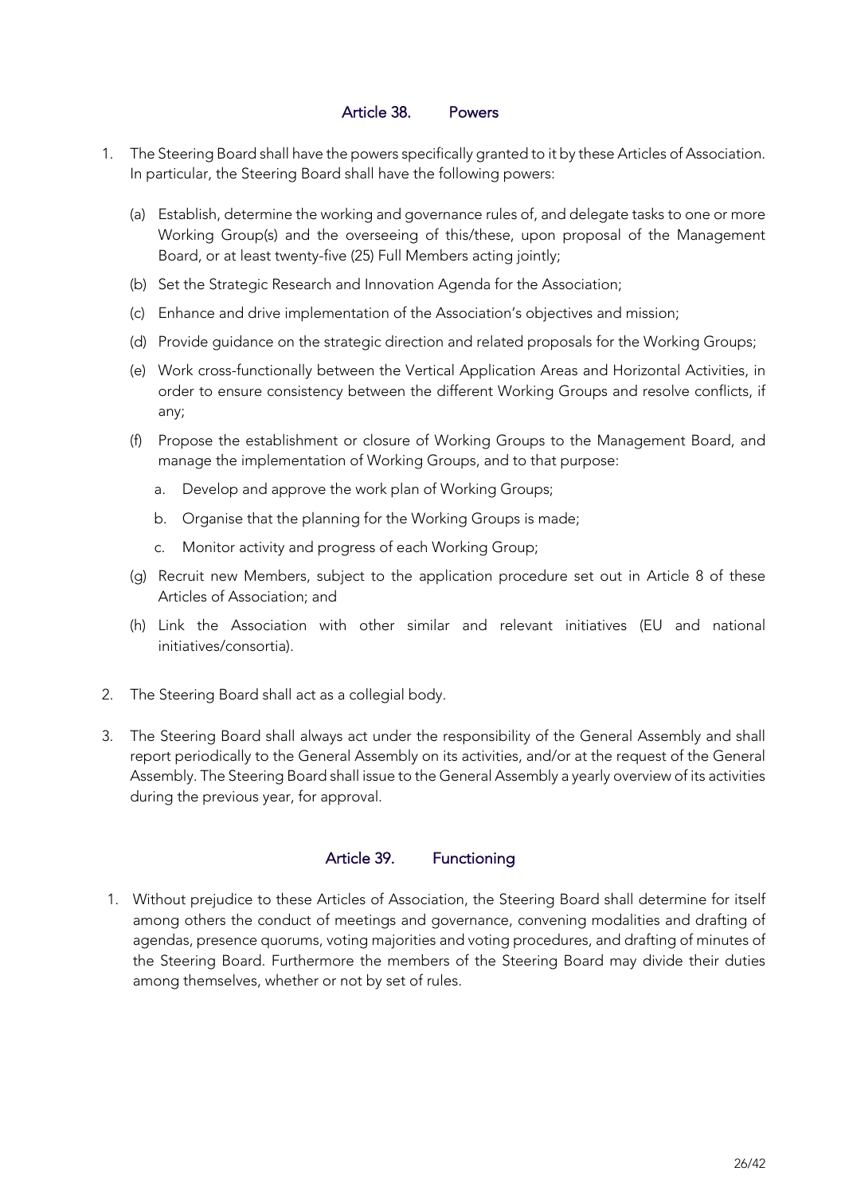## Article 38. Powers

1. The Steering Board shall have the powers specifically granted to it by these Articles of Association. In particular, the Steering Board shall have the following powers:

   (a) Establish, determine the working and governance rules of, and delegate tasks to one or more Working Group(s) and the overseeing of this/these, upon proposal of the Management Board, or at least twenty-five (25) Full Members acting jointly;

   (b) Set the Strategic Research and Innovation Agenda for the Association;

   (c) Enhance and drive implementation of the Association's objectives and mission;

   (d) Provide guidance on the strategic direction and related proposals for the Working Groups;

   (e) Work cross-functionally between the Vertical Application Areas and Horizontal Activities, in order to ensure consistency between the different Working Groups and resolve conflicts, if any;

   (f) Propose the establishment or closure of Working Groups to the Management Board, and manage the implementation of Working Groups, and to that purpose:

      a. Develop and approve the work plan of Working Groups;

      b. Organise that the planning for the Working Groups is made;

      c. Monitor activity and progress of each Working Group;

   (g) Recruit new Members, subject to the application procedure set out in Article 8 of these Articles of Association; and

   (h) Link the Association with other similar and relevant initiatives (EU and national initiatives/consortia).

2. The Steering Board shall act as a collegial body.

3. The Steering Board shall always act under the responsibility of the General Assembly and shall report periodically to the General Assembly on its activities, and/or at the request of the General Assembly. The Steering Board shall issue to the General Assembly a yearly overview of its activities during the previous year, for approval.

## Article 39. Functioning

1. Without prejudice to these Articles of Association, the Steering Board shall determine for itself among others the conduct of meetings and governance, convening modalities and drafting of agendas, presence quorums, voting majorities and voting procedures, and drafting of minutes of the Steering Board. Furthermore the members of the Steering Board may divide their duties among themselves, whether or not by set of rules.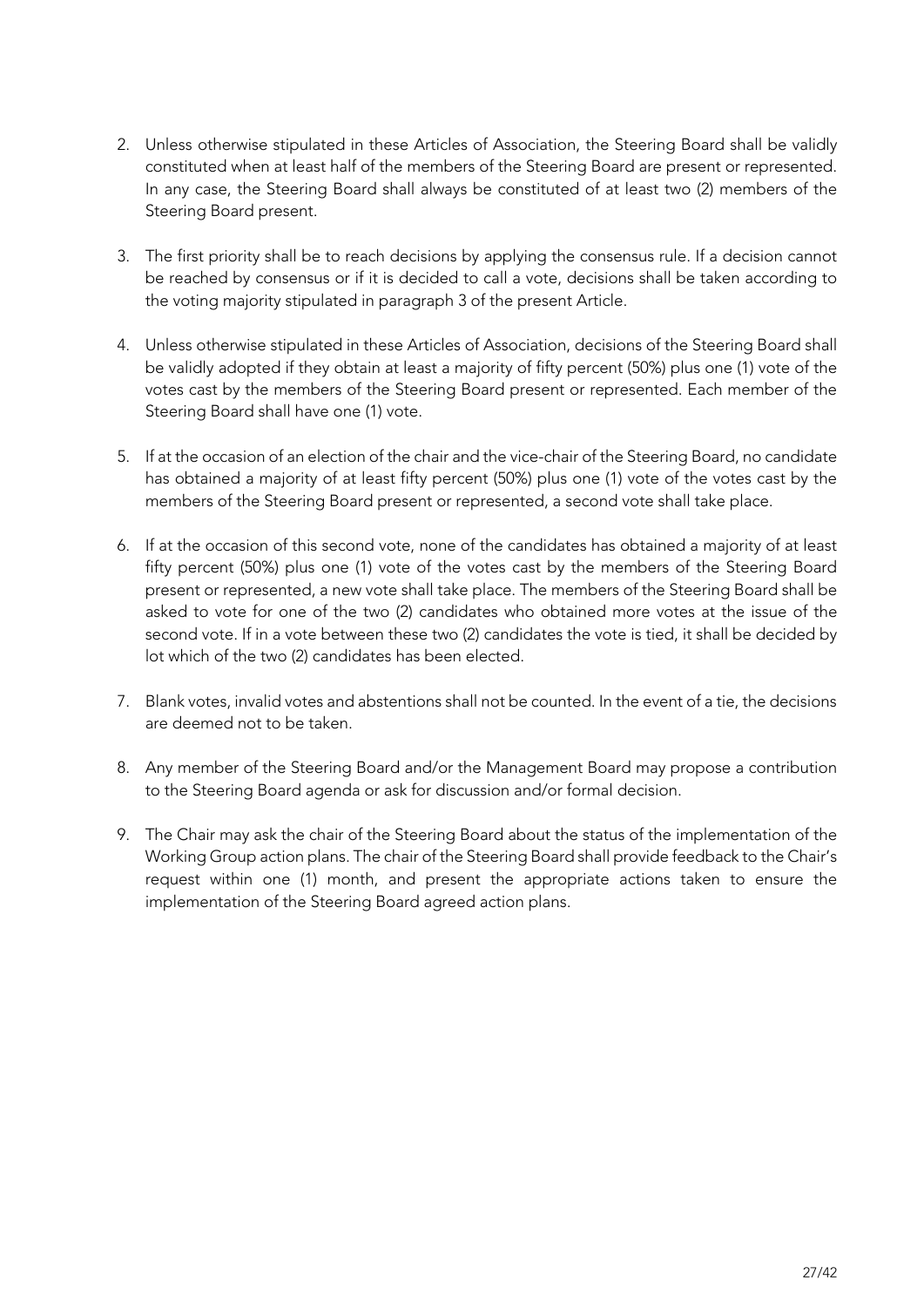2. Unless otherwise stipulated in these Articles of Association, the Steering Board shall be validly constituted when at least half of the members of the Steering Board are present or represented. In any case, the Steering Board shall always be constituted of at least two (2) members of the Steering Board present.

3. The first priority shall be to reach decisions by applying the consensus rule. If a decision cannot be reached by consensus or if it is decided to call a vote, decisions shall be taken according to the voting majority stipulated in paragraph 3 of the present Article.

4. Unless otherwise stipulated in these Articles of Association, decisions of the Steering Board shall be validly adopted if they obtain at least a majority of fifty percent (50%) plus one (1) vote of the votes cast by the members of the Steering Board present or represented. Each member of the Steering Board shall have one (1) vote.

5. If at the occasion of an election of the chair and the vice-chair of the Steering Board, no candidate has obtained a majority of at least fifty percent (50%) plus one (1) vote of the votes cast by the members of the Steering Board present or represented, a second vote shall take place.

6. If at the occasion of this second vote, none of the candidates has obtained a majority of at least fifty percent (50%) plus one (1) vote of the votes cast by the members of the Steering Board present or represented, a new vote shall take place. The members of the Steering Board shall be asked to vote for one of the two (2) candidates who obtained more votes at the issue of the second vote. If in a vote between these two (2) candidates the vote is tied, it shall be decided by lot which of the two (2) candidates has been elected.

7. Blank votes, invalid votes and abstentions shall not be counted. In the event of a tie, the decisions are deemed not to be taken.

8. Any member of the Steering Board and/or the Management Board may propose a contribution to the Steering Board agenda or ask for discussion and/or formal decision.

9. The Chair may ask the chair of the Steering Board about the status of the implementation of the Working Group action plans. The chair of the Steering Board shall provide feedback to the Chair's request within one (1) month, and present the appropriate actions taken to ensure the implementation of the Steering Board agreed action plans.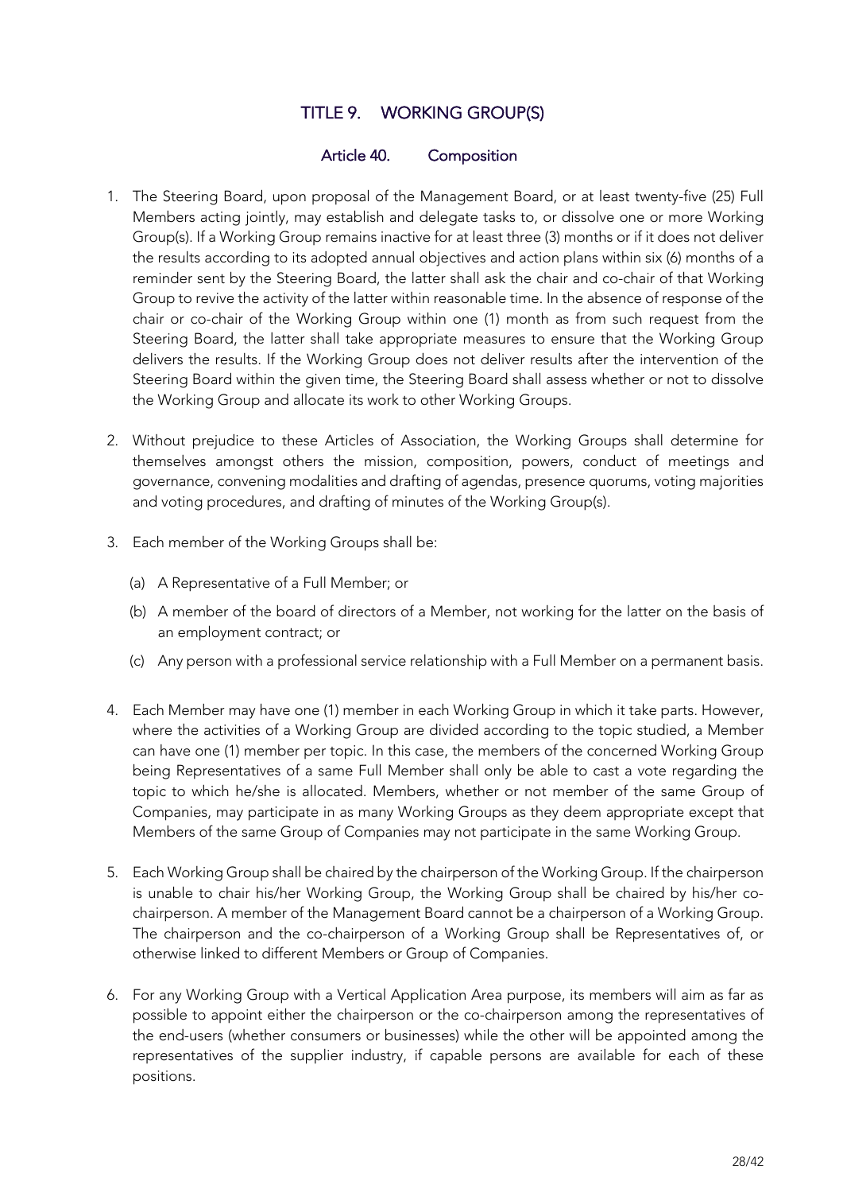# TITLE 9. WORKING GROUP(S)

## Article 40. Composition

1. The Steering Board, upon proposal of the Management Board, or at least twenty-five (25) Full Members acting jointly, may establish and delegate tasks to, or dissolve one or more Working Group(s). If a Working Group remains inactive for at least three (3) months or if it does not deliver the results according to its adopted annual objectives and action plans within six (6) months of a reminder sent by the Steering Board, the latter shall ask the chair and co-chair of that Working Group to revive the activity of the latter within reasonable time. In the absence of response of the chair or co-chair of the Working Group within one (1) month as from such request from the Steering Board, the latter shall take appropriate measures to ensure that the Working Group delivers the results. If the Working Group does not deliver results after the intervention of the Steering Board within the given time, the Steering Board shall assess whether or not to dissolve the Working Group and allocate its work to other Working Groups.

2. Without prejudice to these Articles of Association, the Working Groups shall determine for themselves amongst others the mission, composition, powers, conduct of meetings and governance, convening modalities and drafting of agendas, presence quorums, voting majorities and voting procedures, and drafting of minutes of the Working Group(s).

3. Each member of the Working Groups shall be:

   (a) A Representative of a Full Member; or

   (b) A member of the board of directors of a Member, not working for the latter on the basis of an employment contract; or

   (c) Any person with a professional service relationship with a Full Member on a permanent basis.

4. Each Member may have one (1) member in each Working Group in which it take parts. However, where the activities of a Working Group are divided according to the topic studied, a Member can have one (1) member per topic. In this case, the members of the concerned Working Group being Representatives of a same Full Member shall only be able to cast a vote regarding the topic to which he/she is allocated. Members, whether or not member of the same Group of Companies, may participate in as many Working Groups as they deem appropriate except that Members of the same Group of Companies may not participate in the same Working Group.

5. Each Working Group shall be chaired by the chairperson of the Working Group. If the chairperson is unable to chair his/her Working Group, the Working Group shall be chaired by his/her co-chairperson. A member of the Management Board cannot be a chairperson of a Working Group. The chairperson and the co-chairperson of a Working Group shall be Representatives of, or otherwise linked to different Members or Group of Companies.

6. For any Working Group with a Vertical Application Area purpose, its members will aim as far as possible to appoint either the chairperson or the co-chairperson among the representatives of the end-users (whether consumers or businesses) while the other will be appointed among the representatives of the supplier industry, if capable persons are available for each of these positions.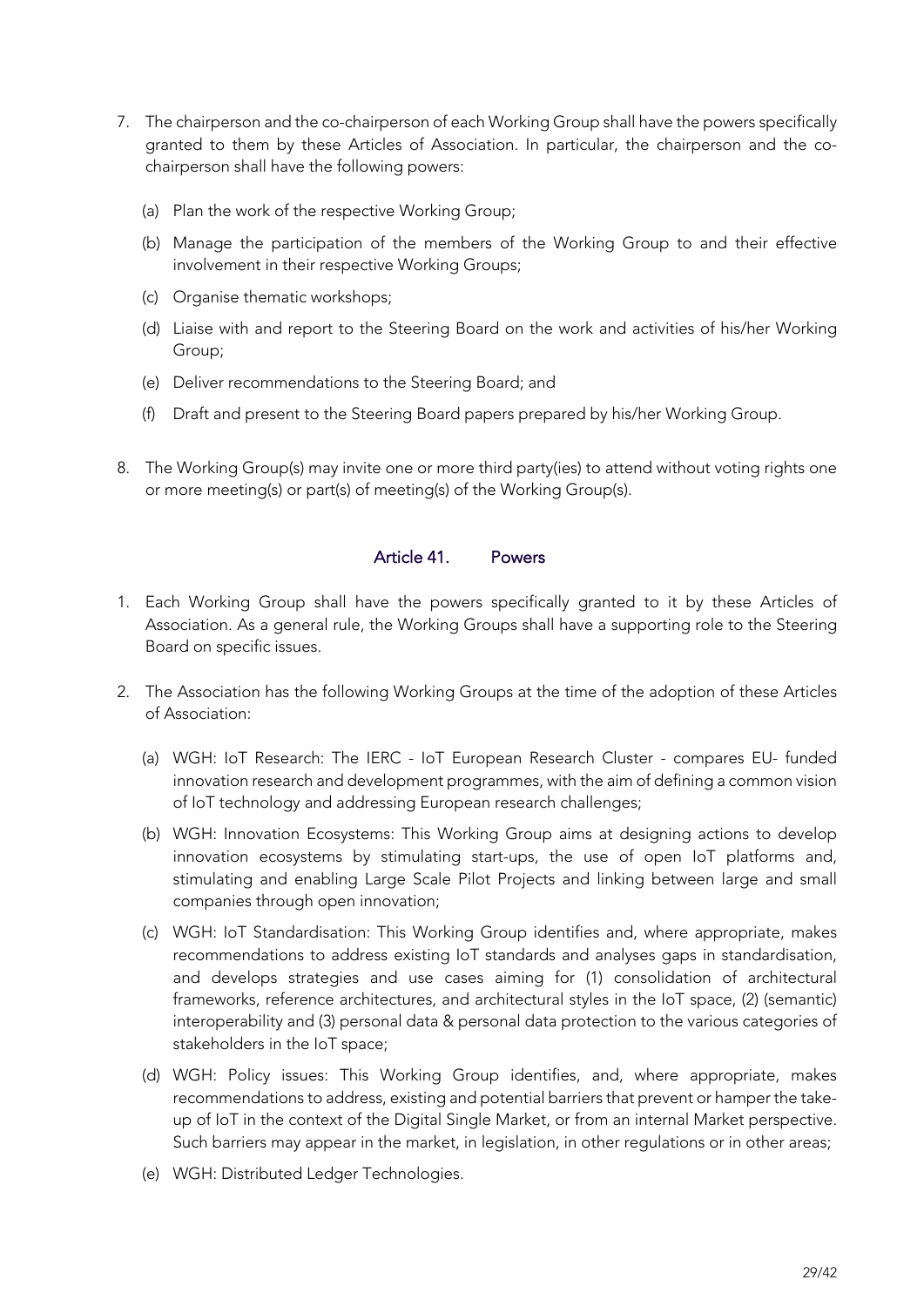7. The chairperson and the co-chairperson of each Working Group shall have the powers specifically granted to them by these Articles of Association. In particular, the chairperson and the co-chairperson shall have the following powers:

   (a) Plan the work of the respective Working Group;

   (b) Manage the participation of the members of the Working Group to and their effective involvement in their respective Working Groups;

   (c) Organise thematic workshops;

   (d) Liaise with and report to the Steering Board on the work and activities of his/her Working Group;

   (e) Deliver recommendations to the Steering Board; and

   (f) Draft and present to the Steering Board papers prepared by his/her Working Group.

8. The Working Group(s) may invite one or more third party(ies) to attend without voting rights one or more meeting(s) or part(s) of meeting(s) of the Working Group(s).

## Article 41. Powers

1. Each Working Group shall have the powers specifically granted to it by these Articles of Association. As a general rule, the Working Groups shall have a supporting role to the Steering Board on specific issues.

2. The Association has the following Working Groups at the time of the adoption of these Articles of Association:

   (a) WGH: IoT Research: The IERC - IoT European Research Cluster - compares EU- funded innovation research and development programmes, with the aim of defining a common vision of IoT technology and addressing European research challenges;

   (b) WGH: Innovation Ecosystems: This Working Group aims at designing actions to develop innovation ecosystems by stimulating start-ups, the use of open IoT platforms and, stimulating and enabling Large Scale Pilot Projects and linking between large and small companies through open innovation;

   (c) WGH: IoT Standardisation: This Working Group identifies and, where appropriate, makes recommendations to address existing IoT standards and analyses gaps in standardisation, and develops strategies and use cases aiming for (1) consolidation of architectural frameworks, reference architectures, and architectural styles in the IoT space, (2) (semantic) interoperability and (3) personal data & personal data protection to the various categories of stakeholders in the IoT space;

   (d) WGH: Policy issues: This Working Group identifies, and, where appropriate, makes recommendations to address, existing and potential barriers that prevent or hamper the take-up of IoT in the context of the Digital Single Market, or from an internal Market perspective. Such barriers may appear in the market, in legislation, in other regulations or in other areas;

   (e) WGH: Distributed Ledger Technologies.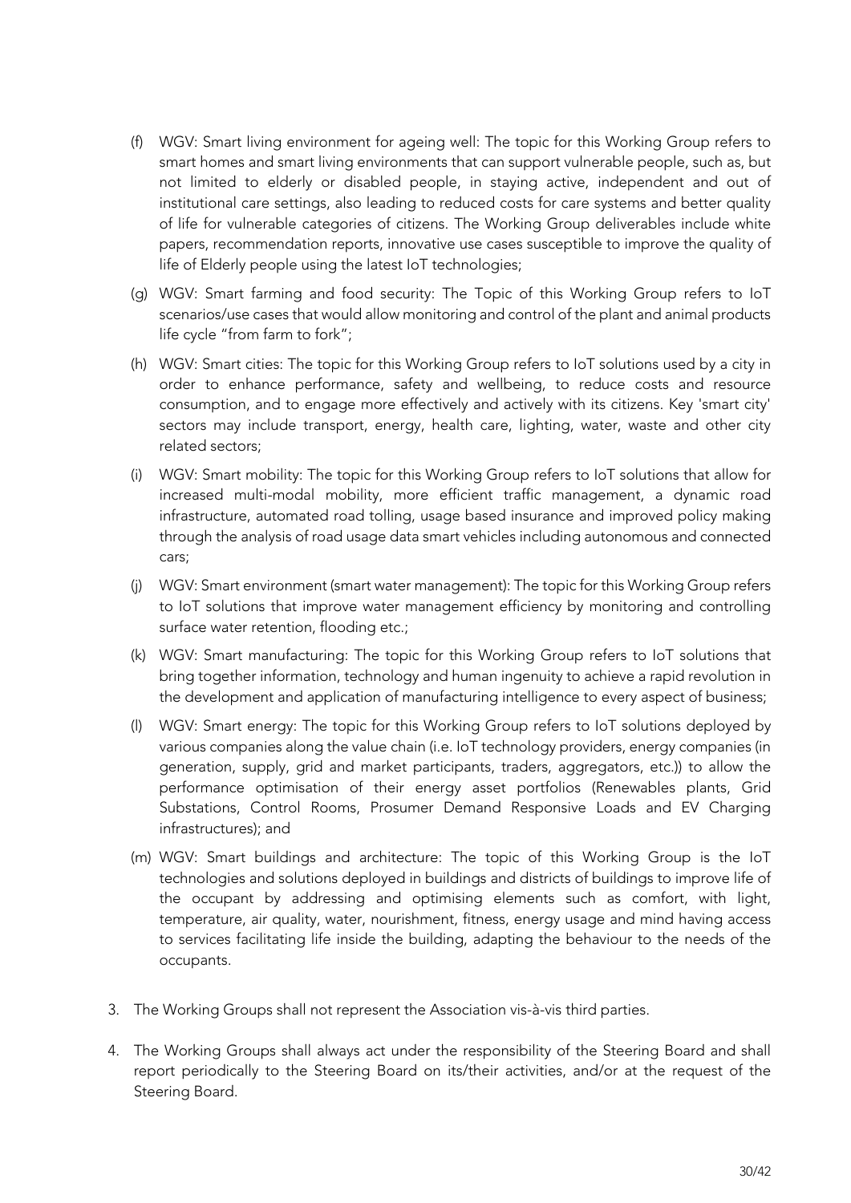(f) WGV: Smart living environment for ageing well: The topic for this Working Group refers to smart homes and smart living environments that can support vulnerable people, such as, but not limited to elderly or disabled people, in staying active, independent and out of institutional care settings, also leading to reduced costs for care systems and better quality of life for vulnerable categories of citizens. The Working Group deliverables include white papers, recommendation reports, innovative use cases susceptible to improve the quality of life of Elderly people using the latest IoT technologies;

(g) WGV: Smart farming and food security: The Topic of this Working Group refers to IoT scenarios/use cases that would allow monitoring and control of the plant and animal products life cycle "from farm to fork";

(h) WGV: Smart cities: The topic for this Working Group refers to IoT solutions used by a city in order to enhance performance, safety and wellbeing, to reduce costs and resource consumption, and to engage more effectively and actively with its citizens. Key 'smart city' sectors may include transport, energy, health care, lighting, water, waste and other city related sectors;

(i) WGV: Smart mobility: The topic for this Working Group refers to IoT solutions that allow for increased multi-modal mobility, more efficient traffic management, a dynamic road infrastructure, automated road tolling, usage based insurance and improved policy making through the analysis of road usage data smart vehicles including autonomous and connected cars;

(j) WGV: Smart environment (smart water management): The topic for this Working Group refers to IoT solutions that improve water management efficiency by monitoring and controlling surface water retention, flooding etc.;

(k) WGV: Smart manufacturing: The topic for this Working Group refers to IoT solutions that bring together information, technology and human ingenuity to achieve a rapid revolution in the development and application of manufacturing intelligence to every aspect of business;

(l) WGV: Smart energy: The topic for this Working Group refers to IoT solutions deployed by various companies along the value chain (i.e. IoT technology providers, energy companies (in generation, supply, grid and market participants, traders, aggregators, etc.)) to allow the performance optimisation of their energy asset portfolios (Renewables plants, Grid Substations, Control Rooms, Prosumer Demand Responsive Loads and EV Charging infrastructures); and

(m) WGV: Smart buildings and architecture: The topic of this Working Group is the IoT technologies and solutions deployed in buildings and districts of buildings to improve life of the occupant by addressing and optimising elements such as comfort, with light, temperature, air quality, water, nourishment, fitness, energy usage and mind having access to services facilitating life inside the building, adapting the behaviour to the needs of the occupants.

3. The Working Groups shall not represent the Association vis-à-vis third parties.

4. The Working Groups shall always act under the responsibility of the Steering Board and shall report periodically to the Steering Board on its/their activities, and/or at the request of the Steering Board.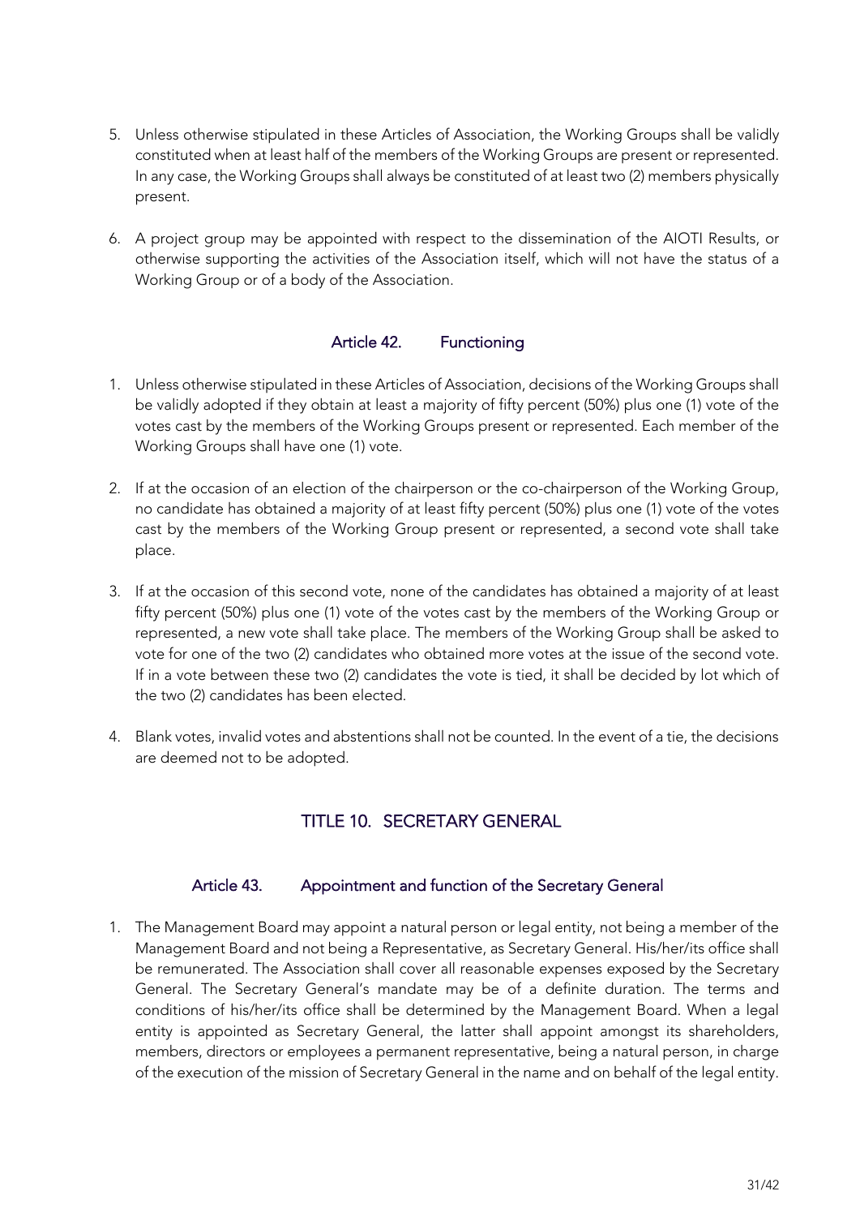5. Unless otherwise stipulated in these Articles of Association, the Working Groups shall be validly constituted when at least half of the members of the Working Groups are present or represented. In any case, the Working Groups shall always be constituted of at least two (2) members physically present.

6. A project group may be appointed with respect to the dissemination of the AIOTI Results, or otherwise supporting the activities of the Association itself, which will not have the status of a Working Group or of a body of the Association.

### Article 42. Functioning

1. Unless otherwise stipulated in these Articles of Association, decisions of the Working Groups shall be validly adopted if they obtain at least a majority of fifty percent (50%) plus one (1) vote of the votes cast by the members of the Working Groups present or represented. Each member of the Working Groups shall have one (1) vote.

2. If at the occasion of an election of the chairperson or the co-chairperson of the Working Group, no candidate has obtained a majority of at least fifty percent (50%) plus one (1) vote of the votes cast by the members of the Working Group present or represented, a second vote shall take place.

3. If at the occasion of this second vote, none of the candidates has obtained a majority of at least fifty percent (50%) plus one (1) vote of the votes cast by the members of the Working Group or represented, a new vote shall take place. The members of the Working Group shall be asked to vote for one of the two (2) candidates who obtained more votes at the issue of the second vote. If in a vote between these two (2) candidates the vote is tied, it shall be decided by lot which of the two (2) candidates has been elected.

4. Blank votes, invalid votes and abstentions shall not be counted. In the event of a tie, the decisions are deemed not to be adopted.

## TITLE 10. SECRETARY GENERAL

### Article 43. Appointment and function of the Secretary General

1. The Management Board may appoint a natural person or legal entity, not being a member of the Management Board and not being a Representative, as Secretary General. His/her/its office shall be remunerated. The Association shall cover all reasonable expenses exposed by the Secretary General. The Secretary General's mandate may be of a definite duration. The terms and conditions of his/her/its office shall be determined by the Management Board. When a legal entity is appointed as Secretary General, the latter shall appoint amongst its shareholders, members, directors or employees a permanent representative, being a natural person, in charge of the execution of the mission of Secretary General in the name and on behalf of the legal entity.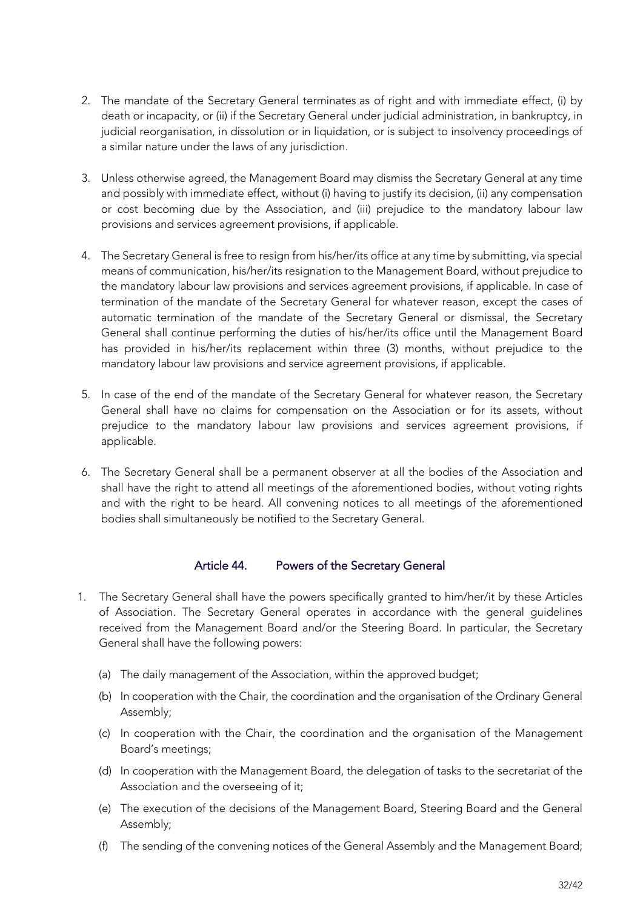2. The mandate of the Secretary General terminates as of right and with immediate effect, (i) by death or incapacity, or (ii) if the Secretary General under judicial administration, in bankruptcy, in judicial reorganisation, in dissolution or in liquidation, or is subject to insolvency proceedings of a similar nature under the laws of any jurisdiction.

3. Unless otherwise agreed, the Management Board may dismiss the Secretary General at any time and possibly with immediate effect, without (i) having to justify its decision, (ii) any compensation or cost becoming due by the Association, and (iii) prejudice to the mandatory labour law provisions and services agreement provisions, if applicable.

4. The Secretary General is free to resign from his/her/its office at any time by submitting, via special means of communication, his/her/its resignation to the Management Board, without prejudice to the mandatory labour law provisions and services agreement provisions, if applicable. In case of termination of the mandate of the Secretary General for whatever reason, except the cases of automatic termination of the mandate of the Secretary General or dismissal, the Secretary General shall continue performing the duties of his/her/its office until the Management Board has provided in his/her/its replacement within three (3) months, without prejudice to the mandatory labour law provisions and service agreement provisions, if applicable.

5. In case of the end of the mandate of the Secretary General for whatever reason, the Secretary General shall have no claims for compensation on the Association or for its assets, without prejudice to the mandatory labour law provisions and services agreement provisions, if applicable.

6. The Secretary General shall be a permanent observer at all the bodies of the Association and shall have the right to attend all meetings of the aforementioned bodies, without voting rights and with the right to be heard. All convening notices to all meetings of the aforementioned bodies shall simultaneously be notified to the Secretary General.

## Article 44. Powers of the Secretary General

1. The Secretary General shall have the powers specifically granted to him/her/it by these Articles of Association. The Secretary General operates in accordance with the general guidelines received from the Management Board and/or the Steering Board. In particular, the Secretary General shall have the following powers:

   (a) The daily management of the Association, within the approved budget;

   (b) In cooperation with the Chair, the coordination and the organisation of the Ordinary General Assembly;

   (c) In cooperation with the Chair, the coordination and the organisation of the Management Board's meetings;

   (d) In cooperation with the Management Board, the delegation of tasks to the secretariat of the Association and the overseeing of it;

   (e) The execution of the decisions of the Management Board, Steering Board and the General Assembly;

   (f) The sending of the convening notices of the General Assembly and the Management Board;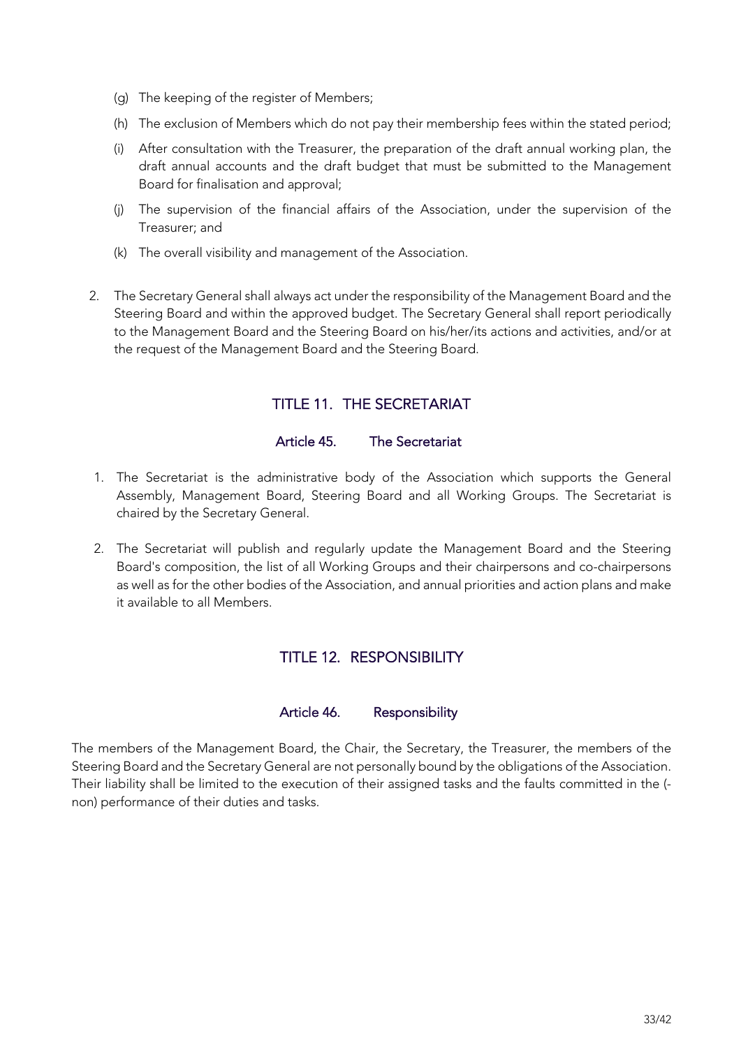(g) The keeping of the register of Members;

(h) The exclusion of Members which do not pay their membership fees within the stated period;

(i) After consultation with the Treasurer, the preparation of the draft annual working plan, the draft annual accounts and the draft budget that must be submitted to the Management Board for finalisation and approval;

(j) The supervision of the financial affairs of the Association, under the supervision of the Treasurer; and

(k) The overall visibility and management of the Association.

2. The Secretary General shall always act under the responsibility of the Management Board and the Steering Board and within the approved budget. The Secretary General shall report periodically to the Management Board and the Steering Board on his/her/its actions and activities, and/or at the request of the Management Board and the Steering Board.

## TITLE 11. THE SECRETARIAT

### Article 45. The Secretariat

1. The Secretariat is the administrative body of the Association which supports the General Assembly, Management Board, Steering Board and all Working Groups. The Secretariat is chaired by the Secretary General.
2. The Secretariat will publish and regularly update the Management Board and the Steering Board's composition, the list of all Working Groups and their chairpersons and co-chairpersons as well as for the other bodies of the Association, and annual priorities and action plans and make it available to all Members.

## TITLE 12. RESPONSIBILITY

### Article 46. Responsibility

The members of the Management Board, the Chair, the Secretary, the Treasurer, the members of the Steering Board and the Secretary General are not personally bound by the obligations of the Association. Their liability shall be limited to the execution of their assigned tasks and the faults committed in the (-non) performance of their duties and tasks.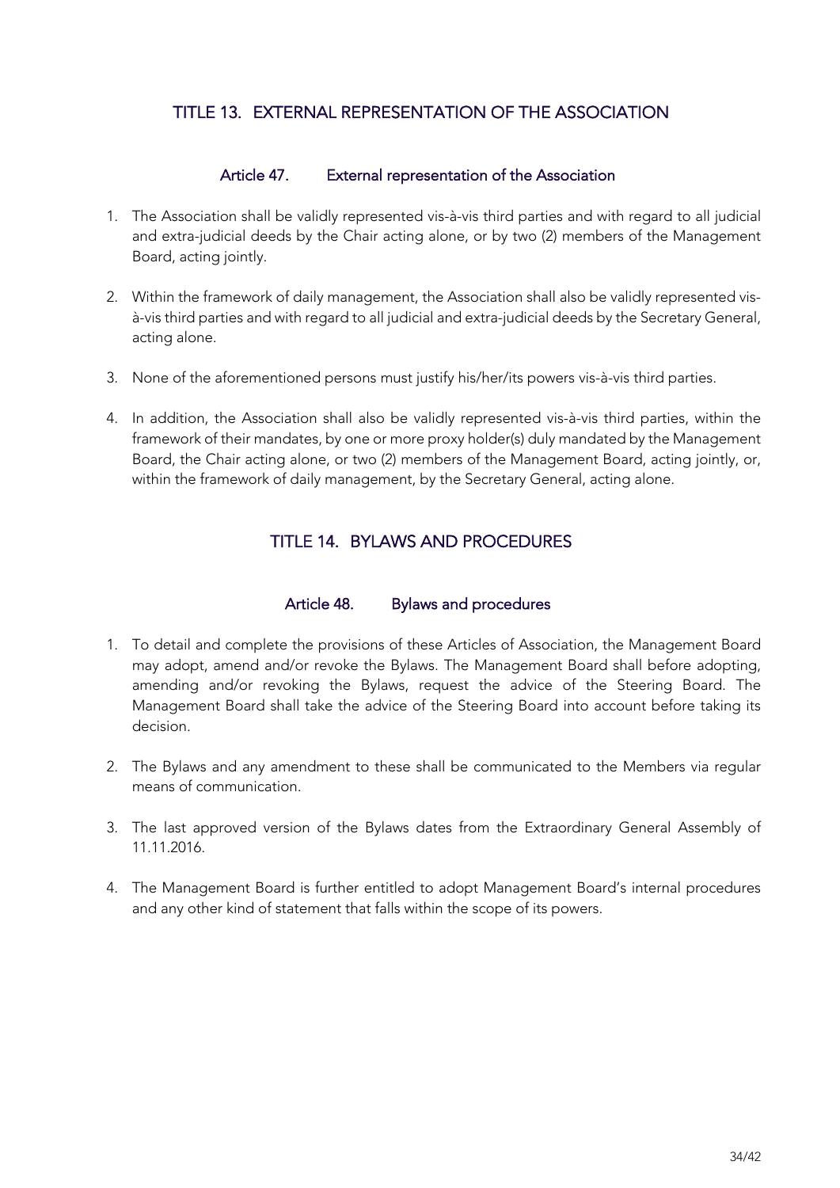## TITLE 13. EXTERNAL REPRESENTATION OF THE ASSOCIATION

### Article 47. External representation of the Association

1. The Association shall be validly represented vis-à-vis third parties and with regard to all judicial and extra-judicial deeds by the Chair acting alone, or by two (2) members of the Management Board, acting jointly.

2. Within the framework of daily management, the Association shall also be validly represented vis-à-vis third parties and with regard to all judicial and extra-judicial deeds by the Secretary General, acting alone.

3. None of the aforementioned persons must justify his/her/its powers vis-à-vis third parties.

4. In addition, the Association shall also be validly represented vis-à-vis third parties, within the framework of their mandates, by one or more proxy holder(s) duly mandated by the Management Board, the Chair acting alone, or two (2) members of the Management Board, acting jointly, or, within the framework of daily management, by the Secretary General, acting alone.

## TITLE 14. BYLAWS AND PROCEDURES

### Article 48. Bylaws and procedures

1. To detail and complete the provisions of these Articles of Association, the Management Board may adopt, amend and/or revoke the Bylaws. The Management Board shall before adopting, amending and/or revoking the Bylaws, request the advice of the Steering Board. The Management Board shall take the advice of the Steering Board into account before taking its decision.

2. The Bylaws and any amendment to these shall be communicated to the Members via regular means of communication.

3. The last approved version of the Bylaws dates from the Extraordinary General Assembly of 11.11.2016.

4. The Management Board is further entitled to adopt Management Board's internal procedures and any other kind of statement that falls within the scope of its powers.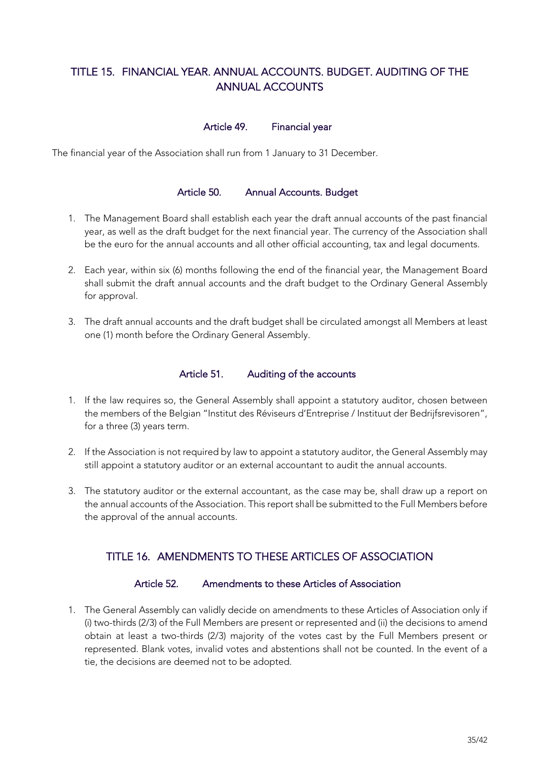## TITLE 15. FINANCIAL YEAR. ANNUAL ACCOUNTS. BUDGET. AUDITING OF THE ANNUAL ACCOUNTS

### Article 49. Financial year

The financial year of the Association shall run from 1 January to 31 December.

### Article 50. Annual Accounts. Budget

1. The Management Board shall establish each year the draft annual accounts of the past financial year, as well as the draft budget for the next financial year. The currency of the Association shall be the euro for the annual accounts and all other official accounting, tax and legal documents.
2. Each year, within six (6) months following the end of the financial year, the Management Board shall submit the draft annual accounts and the draft budget to the Ordinary General Assembly for approval.
3. The draft annual accounts and the draft budget shall be circulated amongst all Members at least one (1) month before the Ordinary General Assembly.

### Article 51. Auditing of the accounts

1. If the law requires so, the General Assembly shall appoint a statutory auditor, chosen between the members of the Belgian "Institut des Réviseurs d'Entreprise / Instituut der Bedrijfsrevisoren", for a three (3) years term.
2. If the Association is not required by law to appoint a statutory auditor, the General Assembly may still appoint a statutory auditor or an external accountant to audit the annual accounts.
3. The statutory auditor or the external accountant, as the case may be, shall draw up a report on the annual accounts of the Association. This report shall be submitted to the Full Members before the approval of the annual accounts.

## TITLE 16. AMENDMENTS TO THESE ARTICLES OF ASSOCIATION

### Article 52. Amendments to these Articles of Association

1. The General Assembly can validly decide on amendments to these Articles of Association only if (i) two-thirds (2/3) of the Full Members are present or represented and (ii) the decisions to amend obtain at least a two-thirds (2/3) majority of the votes cast by the Full Members present or represented. Blank votes, invalid votes and abstentions shall not be counted. In the event of a tie, the decisions are deemed not to be adopted.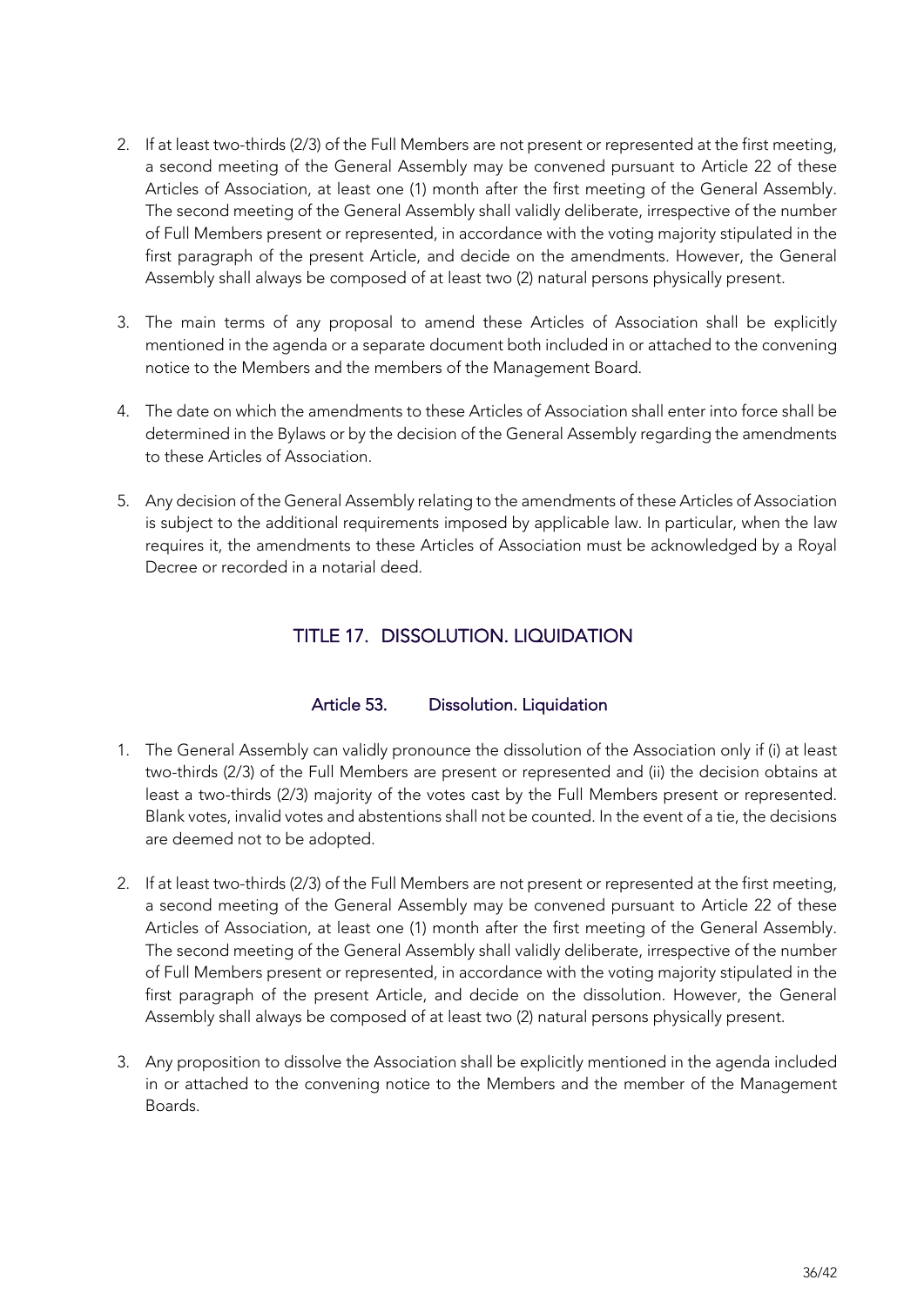2. If at least two-thirds (2/3) of the Full Members are not present or represented at the first meeting, a second meeting of the General Assembly may be convened pursuant to Article 22 of these Articles of Association, at least one (1) month after the first meeting of the General Assembly. The second meeting of the General Assembly shall validly deliberate, irrespective of the number of Full Members present or represented, in accordance with the voting majority stipulated in the first paragraph of the present Article, and decide on the amendments. However, the General Assembly shall always be composed of at least two (2) natural persons physically present.

3. The main terms of any proposal to amend these Articles of Association shall be explicitly mentioned in the agenda or a separate document both included in or attached to the convening notice to the Members and the members of the Management Board.

4. The date on which the amendments to these Articles of Association shall enter into force shall be determined in the Bylaws or by the decision of the General Assembly regarding the amendments to these Articles of Association.

5. Any decision of the General Assembly relating to the amendments of these Articles of Association is subject to the additional requirements imposed by applicable law. In particular, when the law requires it, the amendments to these Articles of Association must be acknowledged by a Royal Decree or recorded in a notarial deed.

## TITLE 17. DISSOLUTION. LIQUIDATION

### Article 53. Dissolution. Liquidation

1. The General Assembly can validly pronounce the dissolution of the Association only if (i) at least two-thirds (2/3) of the Full Members are present or represented and (ii) the decision obtains at least a two-thirds (2/3) majority of the votes cast by the Full Members present or represented. Blank votes, invalid votes and abstentions shall not be counted. In the event of a tie, the decisions are deemed not to be adopted.

2. If at least two-thirds (2/3) of the Full Members are not present or represented at the first meeting, a second meeting of the General Assembly may be convened pursuant to Article 22 of these Articles of Association, at least one (1) month after the first meeting of the General Assembly. The second meeting of the General Assembly shall validly deliberate, irrespective of the number of Full Members present or represented, in accordance with the voting majority stipulated in the first paragraph of the present Article, and decide on the dissolution. However, the General Assembly shall always be composed of at least two (2) natural persons physically present.

3. Any proposition to dissolve the Association shall be explicitly mentioned in the agenda included in or attached to the convening notice to the Members and the member of the Management Boards.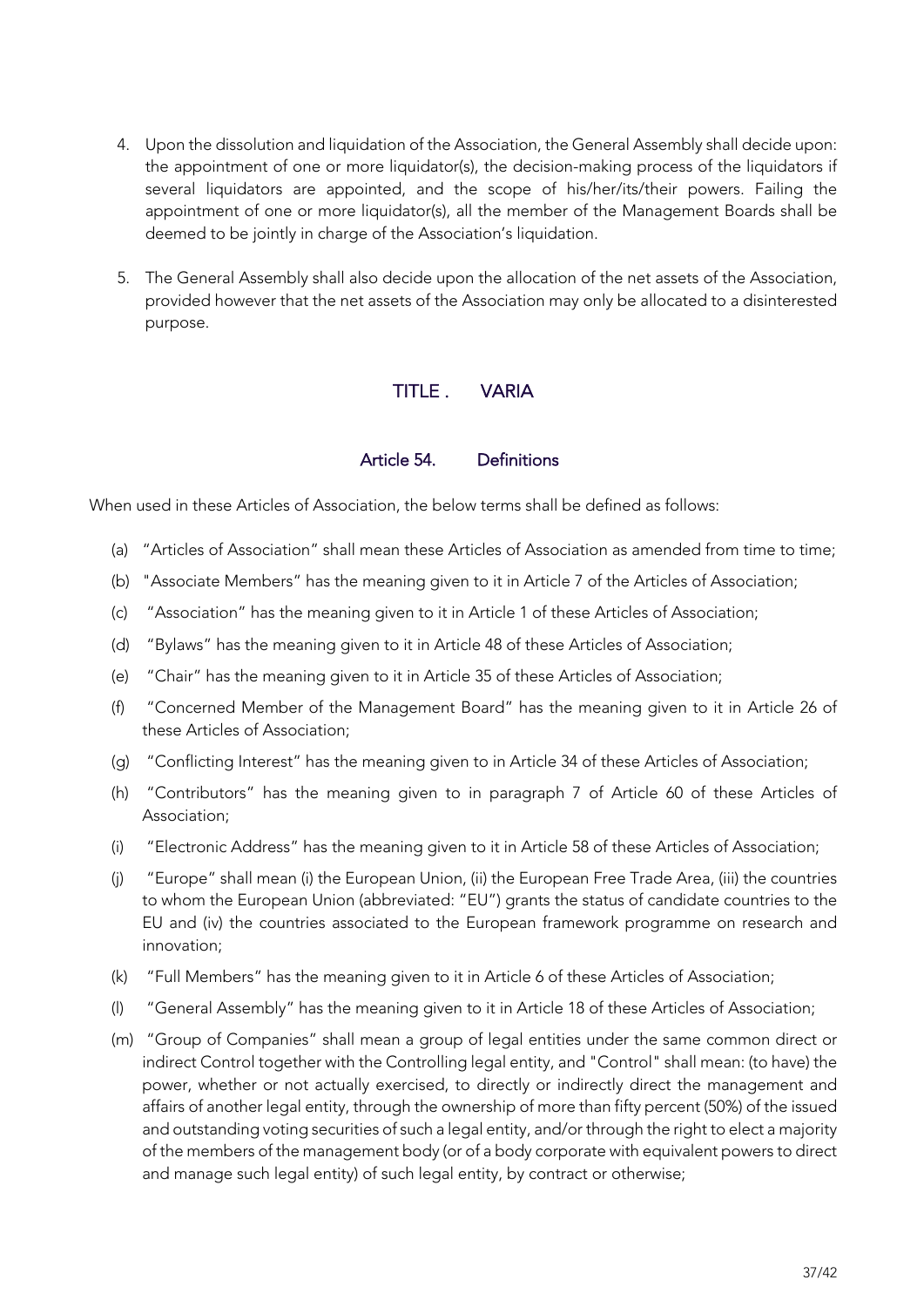4. Upon the dissolution and liquidation of the Association, the General Assembly shall decide upon: the appointment of one or more liquidator(s), the decision-making process of the liquidators if several liquidators are appointed, and the scope of his/her/its/their powers. Failing the appointment of one or more liquidator(s), all the member of the Management Boards shall be deemed to be jointly in charge of the Association's liquidation.

5. The General Assembly shall also decide upon the allocation of the net assets of the Association, provided however that the net assets of the Association may only be allocated to a disinterested purpose.

## TITLE . VARIA

### Article 54. Definitions

When used in these Articles of Association, the below terms shall be defined as follows:

(a) "Articles of Association" shall mean these Articles of Association as amended from time to time;

(b) "Associate Members" has the meaning given to it in Article 7 of the Articles of Association;

(c) "Association" has the meaning given to it in Article 1 of these Articles of Association;

(d) "Bylaws" has the meaning given to it in Article 48 of these Articles of Association;

(e) "Chair" has the meaning given to it in Article 35 of these Articles of Association;

(f) "Concerned Member of the Management Board" has the meaning given to it in Article 26 of these Articles of Association;

(g) "Conflicting Interest" has the meaning given to in Article 34 of these Articles of Association;

(h) "Contributors" has the meaning given to in paragraph 7 of Article 60 of these Articles of Association;

(i) "Electronic Address" has the meaning given to it in Article 58 of these Articles of Association;

(j) "Europe" shall mean (i) the European Union, (ii) the European Free Trade Area, (iii) the countries to whom the European Union (abbreviated: "EU") grants the status of candidate countries to the EU and (iv) the countries associated to the European framework programme on research and innovation;

(k) "Full Members" has the meaning given to it in Article 6 of these Articles of Association;

(l) "General Assembly" has the meaning given to it in Article 18 of these Articles of Association;

(m) "Group of Companies" shall mean a group of legal entities under the same common direct or indirect Control together with the Controlling legal entity, and "Control" shall mean: (to have) the power, whether or not actually exercised, to directly or indirectly direct the management and affairs of another legal entity, through the ownership of more than fifty percent (50%) of the issued and outstanding voting securities of such a legal entity, and/or through the right to elect a majority of the members of the management body (or of a body corporate with equivalent powers to direct and manage such legal entity) of such legal entity, by contract or otherwise;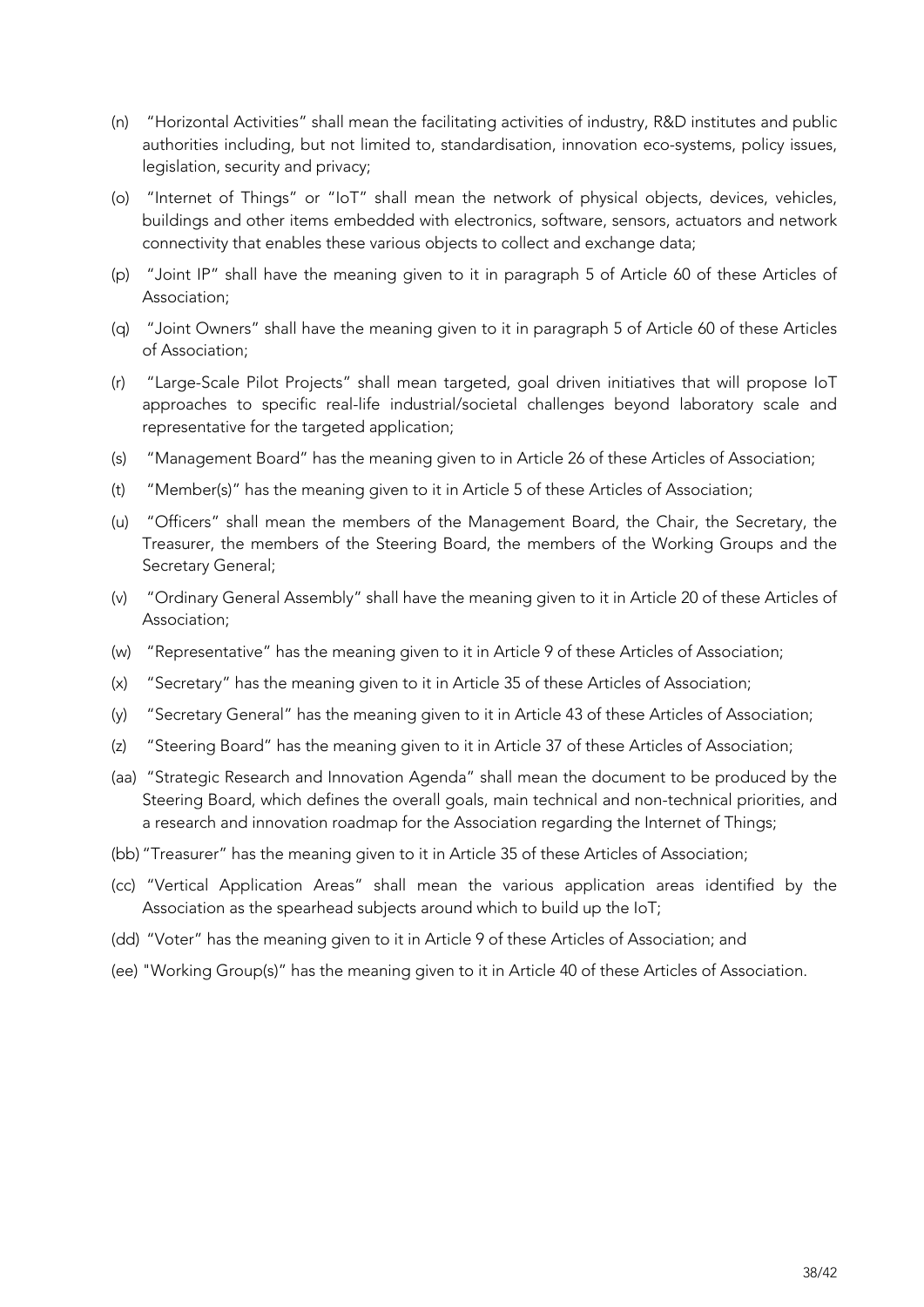(n) "Horizontal Activities" shall mean the facilitating activities of industry, R&D institutes and public authorities including, but not limited to, standardisation, innovation eco-systems, policy issues, legislation, security and privacy;

(o) "Internet of Things" or "IoT" shall mean the network of physical objects, devices, vehicles, buildings and other items embedded with electronics, software, sensors, actuators and network connectivity that enables these various objects to collect and exchange data;

(p) "Joint IP" shall have the meaning given to it in paragraph 5 of Article 60 of these Articles of Association;

(q) "Joint Owners" shall have the meaning given to it in paragraph 5 of Article 60 of these Articles of Association;

(r) "Large-Scale Pilot Projects" shall mean targeted, goal driven initiatives that will propose IoT approaches to specific real-life industrial/societal challenges beyond laboratory scale and representative for the targeted application;

(s) "Management Board" has the meaning given to in Article 26 of these Articles of Association;

(t) "Member(s)" has the meaning given to it in Article 5 of these Articles of Association;

(u) "Officers" shall mean the members of the Management Board, the Chair, the Secretary, the Treasurer, the members of the Steering Board, the members of the Working Groups and the Secretary General;

(v) "Ordinary General Assembly" shall have the meaning given to it in Article 20 of these Articles of Association;

(w) "Representative" has the meaning given to it in Article 9 of these Articles of Association;

(x) "Secretary" has the meaning given to it in Article 35 of these Articles of Association;

(y) "Secretary General" has the meaning given to it in Article 43 of these Articles of Association;

(z) "Steering Board" has the meaning given to it in Article 37 of these Articles of Association;

(aa) "Strategic Research and Innovation Agenda" shall mean the document to be produced by the Steering Board, which defines the overall goals, main technical and non-technical priorities, and a research and innovation roadmap for the Association regarding the Internet of Things;

(bb) "Treasurer" has the meaning given to it in Article 35 of these Articles of Association;

(cc) "Vertical Application Areas" shall mean the various application areas identified by the Association as the spearhead subjects around which to build up the IoT;

(dd) "Voter" has the meaning given to it in Article 9 of these Articles of Association; and

(ee) "Working Group(s)" has the meaning given to it in Article 40 of these Articles of Association.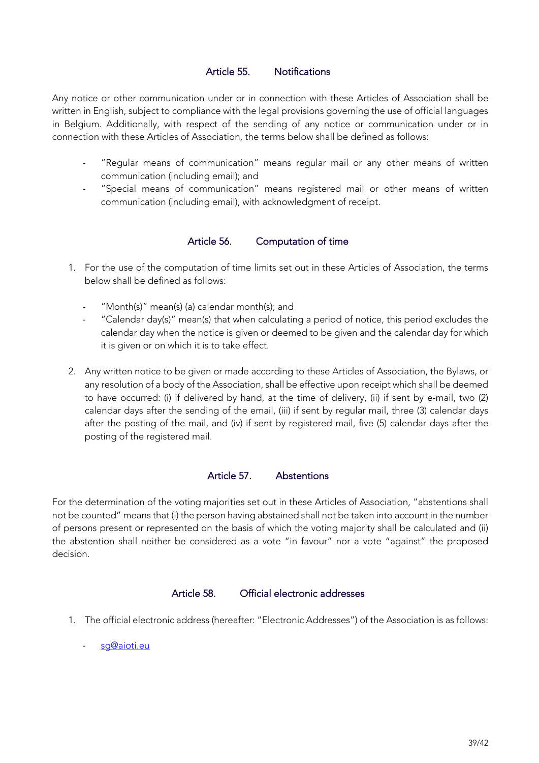## Article 55. Notifications

Any notice or other communication under or in connection with these Articles of Association shall be written in English, subject to compliance with the legal provisions governing the use of official languages in Belgium. Additionally, with respect of the sending of any notice or communication under or in connection with these Articles of Association, the terms below shall be defined as follows:

- "Regular means of communication" means regular mail or any other means of written communication (including email); and
- "Special means of communication" means registered mail or other means of written communication (including email), with acknowledgment of receipt.

## Article 56. Computation of time

1. For the use of the computation of time limits set out in these Articles of Association, the terms below shall be defined as follows:

   - "Month(s)" mean(s) (a) calendar month(s); and
   - "Calendar day(s)" mean(s) that when calculating a period of notice, this period excludes the calendar day when the notice is given or deemed to be given and the calendar day for which it is given or on which it is to take effect.

2. Any written notice to be given or made according to these Articles of Association, the Bylaws, or any resolution of a body of the Association, shall be effective upon receipt which shall be deemed to have occurred: (i) if delivered by hand, at the time of delivery, (ii) if sent by e-mail, two (2) calendar days after the sending of the email, (iii) if sent by regular mail, three (3) calendar days after the posting of the mail, and (iv) if sent by registered mail, five (5) calendar days after the posting of the registered mail.

## Article 57. Abstentions

For the determination of the voting majorities set out in these Articles of Association, "abstentions shall not be counted" means that (i) the person having abstained shall not be taken into account in the number of persons present or represented on the basis of which the voting majority shall be calculated and (ii) the abstention shall neither be considered as a vote "in favour" nor a vote "against" the proposed decision.

## Article 58. Official electronic addresses

1. The official electronic address (hereafter: "Electronic Addresses") of the Association is as follows:

   - sg@aioti.eu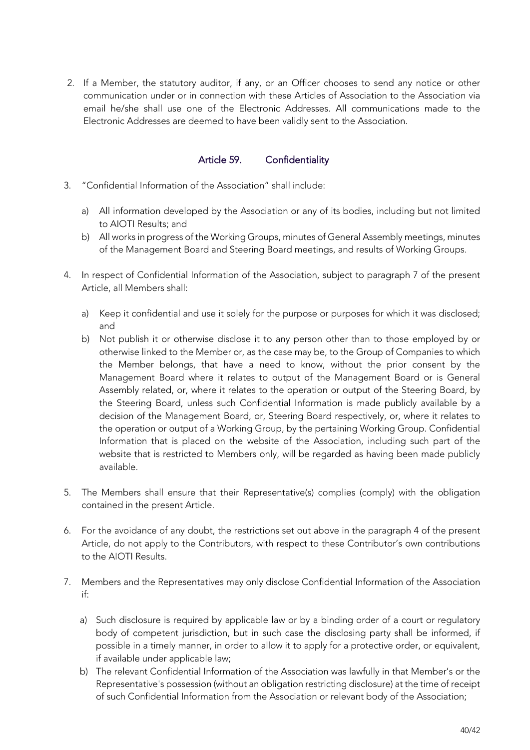2. If a Member, the statutory auditor, if any, or an Officer chooses to send any notice or other communication under or in connection with these Articles of Association to the Association via email he/she shall use one of the Electronic Addresses. All communications made to the Electronic Addresses are deemed to have been validly sent to the Association.

## Article 59. Confidentiality

3. "Confidential Information of the Association" shall include:

   a) All information developed by the Association or any of its bodies, including but not limited to AIOTI Results; and
   b) All works in progress of the Working Groups, minutes of General Assembly meetings, minutes of the Management Board and Steering Board meetings, and results of Working Groups.

4. In respect of Confidential Information of the Association, subject to paragraph 7 of the present Article, all Members shall:

   a) Keep it confidential and use it solely for the purpose or purposes for which it was disclosed; and
   b) Not publish it or otherwise disclose it to any person other than to those employed by or otherwise linked to the Member or, as the case may be, to the Group of Companies to which the Member belongs, that have a need to know, without the prior consent by the Management Board where it relates to output of the Management Board or is General Assembly related, or, where it relates to the operation or output of the Steering Board, by the Steering Board, unless such Confidential Information is made publicly available by a decision of the Management Board, or, Steering Board respectively, or, where it relates to the operation or output of a Working Group, by the pertaining Working Group. Confidential Information that is placed on the website of the Association, including such part of the website that is restricted to Members only, will be regarded as having been made publicly available.

5. The Members shall ensure that their Representative(s) complies (comply) with the obligation contained in the present Article.

6. For the avoidance of any doubt, the restrictions set out above in the paragraph 4 of the present Article, do not apply to the Contributors, with respect to these Contributor's own contributions to the AIOTI Results.

7. Members and the Representatives may only disclose Confidential Information of the Association if:

   a) Such disclosure is required by applicable law or by a binding order of a court or regulatory body of competent jurisdiction, but in such case the disclosing party shall be informed, if possible in a timely manner, in order to allow it to apply for a protective order, or equivalent, if available under applicable law;
   b) The relevant Confidential Information of the Association was lawfully in that Member's or the Representative's possession (without an obligation restricting disclosure) at the time of receipt of such Confidential Information from the Association or relevant body of the Association;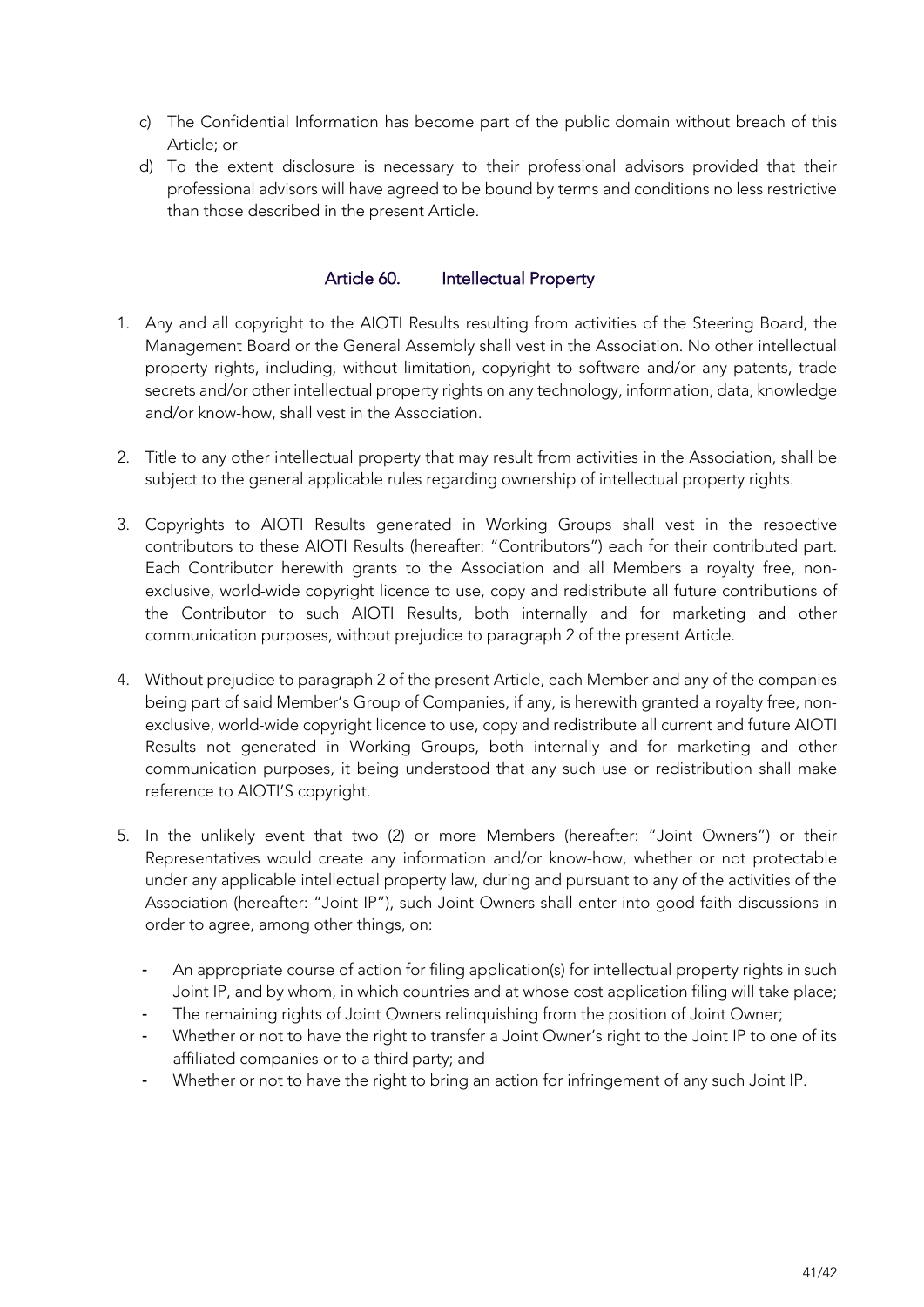c) The Confidential Information has become part of the public domain without breach of this Article; or
d) To the extent disclosure is necessary to their professional advisors provided that their professional advisors will have agreed to be bound by terms and conditions no less restrictive than those described in the present Article.

## Article 60. Intellectual Property

1. Any and all copyright to the AIOTI Results resulting from activities of the Steering Board, the Management Board or the General Assembly shall vest in the Association. No other intellectual property rights, including, without limitation, copyright to software and/or any patents, trade secrets and/or other intellectual property rights on any technology, information, data, knowledge and/or know-how, shall vest in the Association.

2. Title to any other intellectual property that may result from activities in the Association, shall be subject to the general applicable rules regarding ownership of intellectual property rights.

3. Copyrights to AIOTI Results generated in Working Groups shall vest in the respective contributors to these AIOTI Results (hereafter: "Contributors") each for their contributed part. Each Contributor herewith grants to the Association and all Members a royalty free, non-exclusive, world-wide copyright licence to use, copy and redistribute all future contributions of the Contributor to such AIOTI Results, both internally and for marketing and other communication purposes, without prejudice to paragraph 2 of the present Article.

4. Without prejudice to paragraph 2 of the present Article, each Member and any of the companies being part of said Member's Group of Companies, if any, is herewith granted a royalty free, non-exclusive, world-wide copyright licence to use, copy and redistribute all current and future AIOTI Results not generated in Working Groups, both internally and for marketing and other communication purposes, it being understood that any such use or redistribution shall make reference to AIOTI'S copyright.

5. In the unlikely event that two (2) or more Members (hereafter: "Joint Owners") or their Representatives would create any information and/or know-how, whether or not protectable under any applicable intellectual property law, during and pursuant to any of the activities of the Association (hereafter: "Joint IP"), such Joint Owners shall enter into good faith discussions in order to agree, among other things, on:

   - An appropriate course of action for filing application(s) for intellectual property rights in such Joint IP, and by whom, in which countries and at whose cost application filing will take place;
   - The remaining rights of Joint Owners relinquishing from the position of Joint Owner;
   - Whether or not to have the right to transfer a Joint Owner's right to the Joint IP to one of its affiliated companies or to a third party; and
   - Whether or not to have the right to bring an action for infringement of any such Joint IP.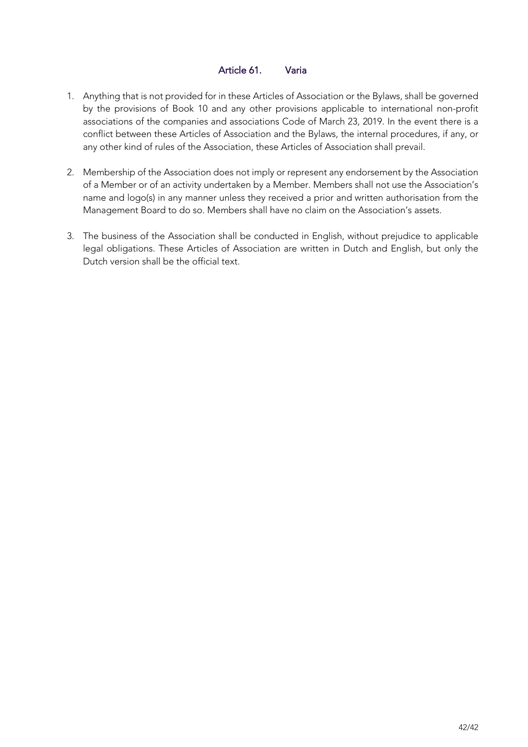## Article 61. Varia

1. Anything that is not provided for in these Articles of Association or the Bylaws, shall be governed by the provisions of Book 10 and any other provisions applicable to international non-profit associations of the companies and associations Code of March 23, 2019. In the event there is a conflict between these Articles of Association and the Bylaws, the internal procedures, if any, or any other kind of rules of the Association, these Articles of Association shall prevail.

2. Membership of the Association does not imply or represent any endorsement by the Association of a Member or of an activity undertaken by a Member. Members shall not use the Association's name and logo(s) in any manner unless they received a prior and written authorisation from the Management Board to do so. Members shall have no claim on the Association's assets.

3. The business of the Association shall be conducted in English, without prejudice to applicable legal obligations. These Articles of Association are written in Dutch and English, but only the Dutch version shall be the official text.